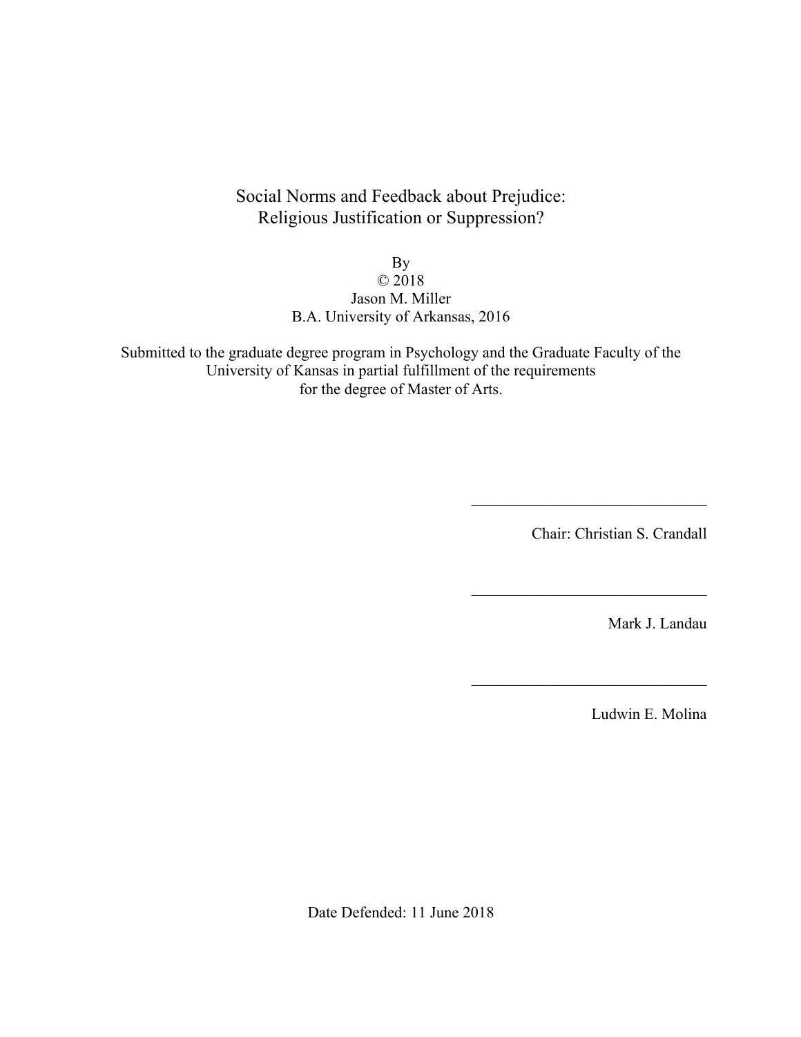# Social Norms and Feedback about Prejudice: Religious Justification or Suppression?

By
© 2018
Jason M. Miller
B.A. University of Arkansas, 2016

Submitted to the graduate degree program in Psychology and the Graduate Faculty of the University of Kansas in partial fulfillment of the requirements for the degree of Master of Arts.

\_\_\_\_\_\_\_\_\_\_\_\_\_\_\_\_\_\_\_\_\_\_\_\_\_\_\_\_\_\_

Chair: Christian S. Crandall

\_\_\_\_\_\_\_\_\_\_\_\_\_\_\_\_\_\_\_\_\_\_\_\_\_\_\_\_\_\_

Mark J. Landau

\_\_\_\_\_\_\_\_\_\_\_\_\_\_\_\_\_\_\_\_\_\_\_\_\_\_\_\_\_\_

Ludwin E. Molina

Date Defended: 11 June 2018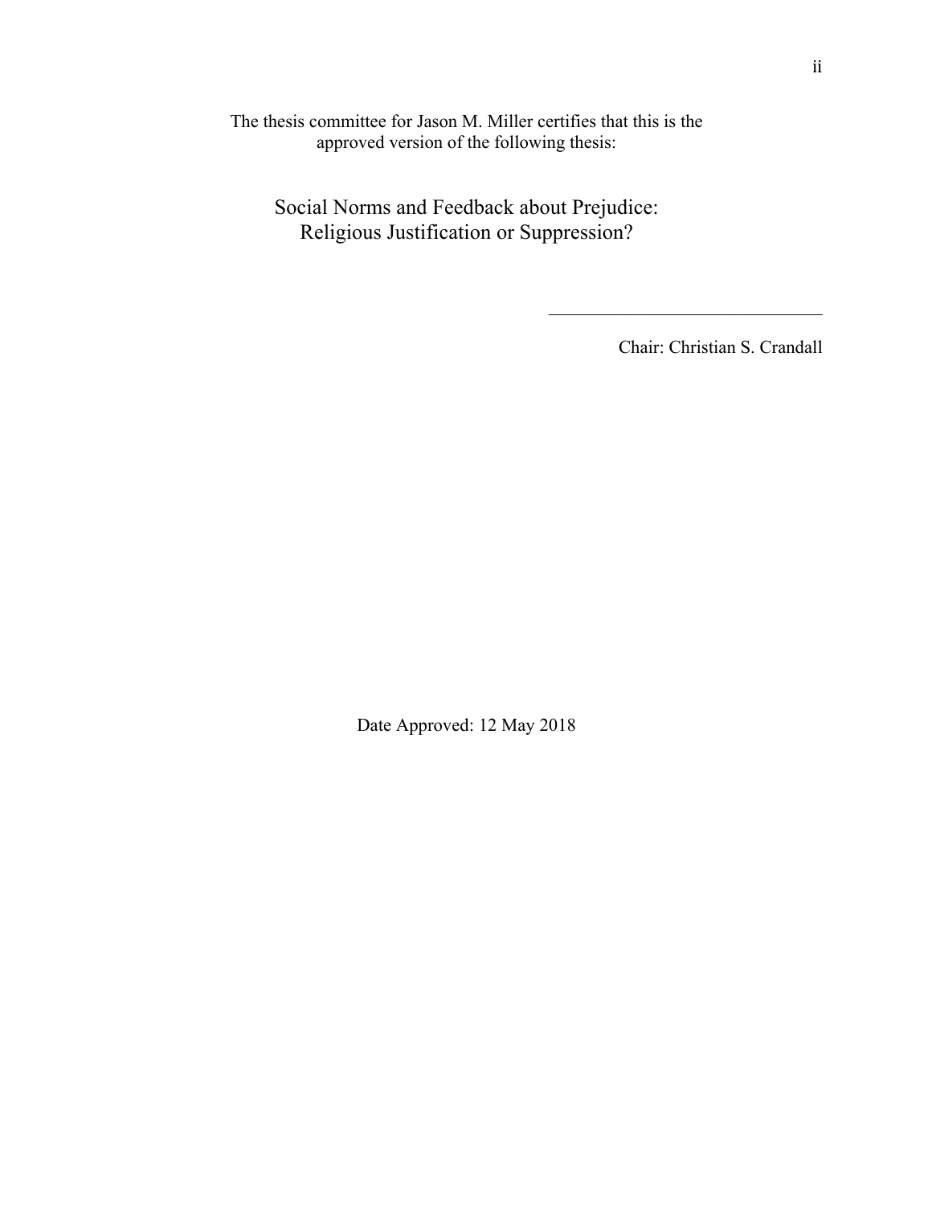The thesis committee for Jason M. Miller certifies that this is the approved version of the following thesis:

Social Norms and Feedback about Prejudice:
Religious Justification or Suppression?

\_\_\_\_\_\_\_\_\_\_\_\_\_\_\_\_\_\_\_\_\_\_\_\_\_\_\_\_\_\_\_\_

Chair: Christian S. Crandall

Date Approved: 12 May 2018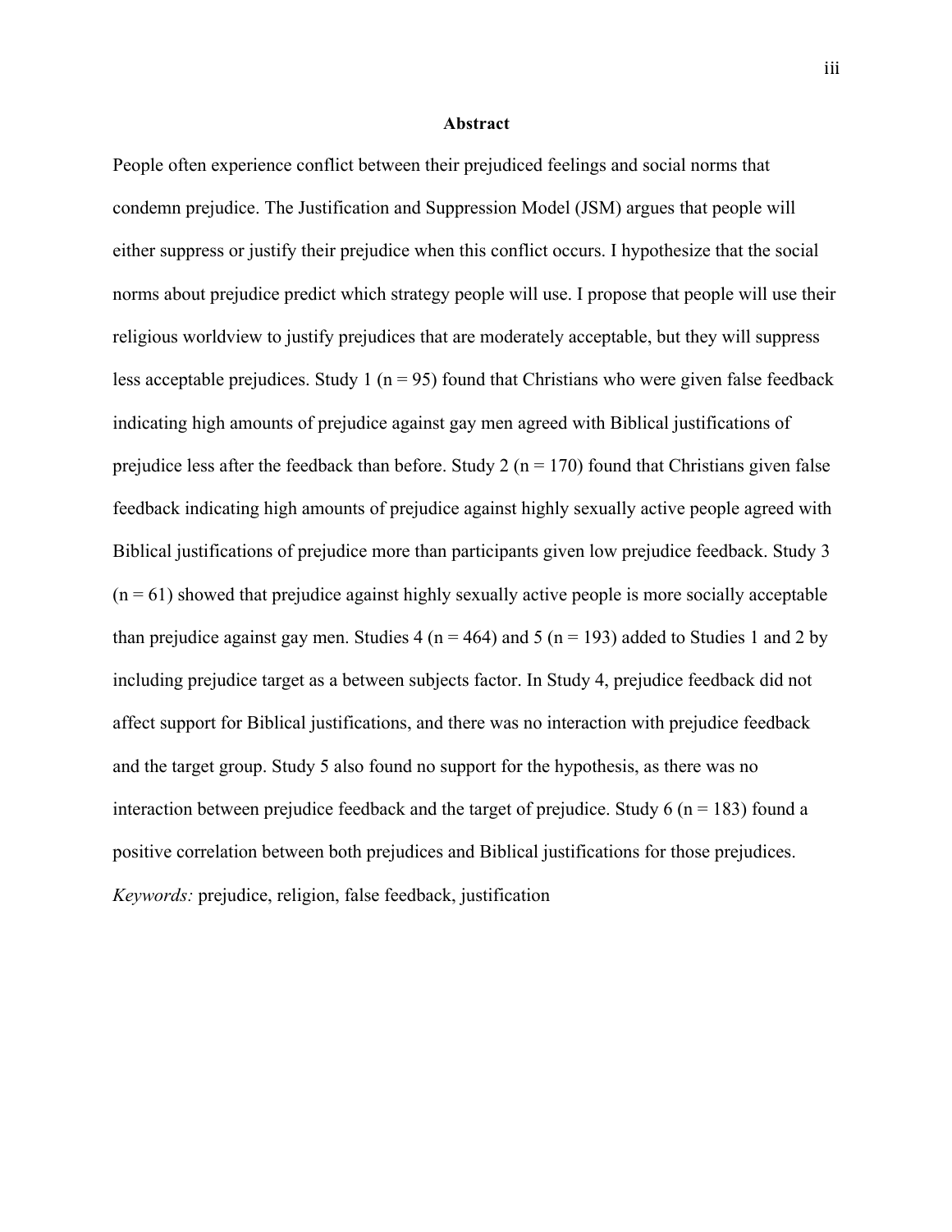## Abstract

People often experience conflict between their prejudiced feelings and social norms that condemn prejudice. The Justification and Suppression Model (JSM) argues that people will either suppress or justify their prejudice when this conflict occurs. I hypothesize that the social norms about prejudice predict which strategy people will use. I propose that people will use their religious worldview to justify prejudices that are moderately acceptable, but they will suppress less acceptable prejudices. Study 1 ($n = 95$) found that Christians who were given false feedback indicating high amounts of prejudice against gay men agreed with Biblical justifications of prejudice less after the feedback than before. Study 2 ($n = 170$) found that Christians given false feedback indicating high amounts of prejudice against highly sexually active people agreed with Biblical justifications of prejudice more than participants given low prejudice feedback. Study 3 ($n = 61$) showed that prejudice against highly sexually active people is more socially acceptable than prejudice against gay men. Studies 4 ($n = 464$) and 5 ($n = 193$) added to Studies 1 and 2 by including prejudice target as a between subjects factor. In Study 4, prejudice feedback did not affect support for Biblical justifications, and there was no interaction with prejudice feedback and the target group. Study 5 also found no support for the hypothesis, as there was no interaction between prejudice feedback and the target of prejudice. Study 6 ($n = 183$) found a positive correlation between both prejudices and Biblical justifications for those prejudices.

*Keywords:* prejudice, religion, false feedback, justification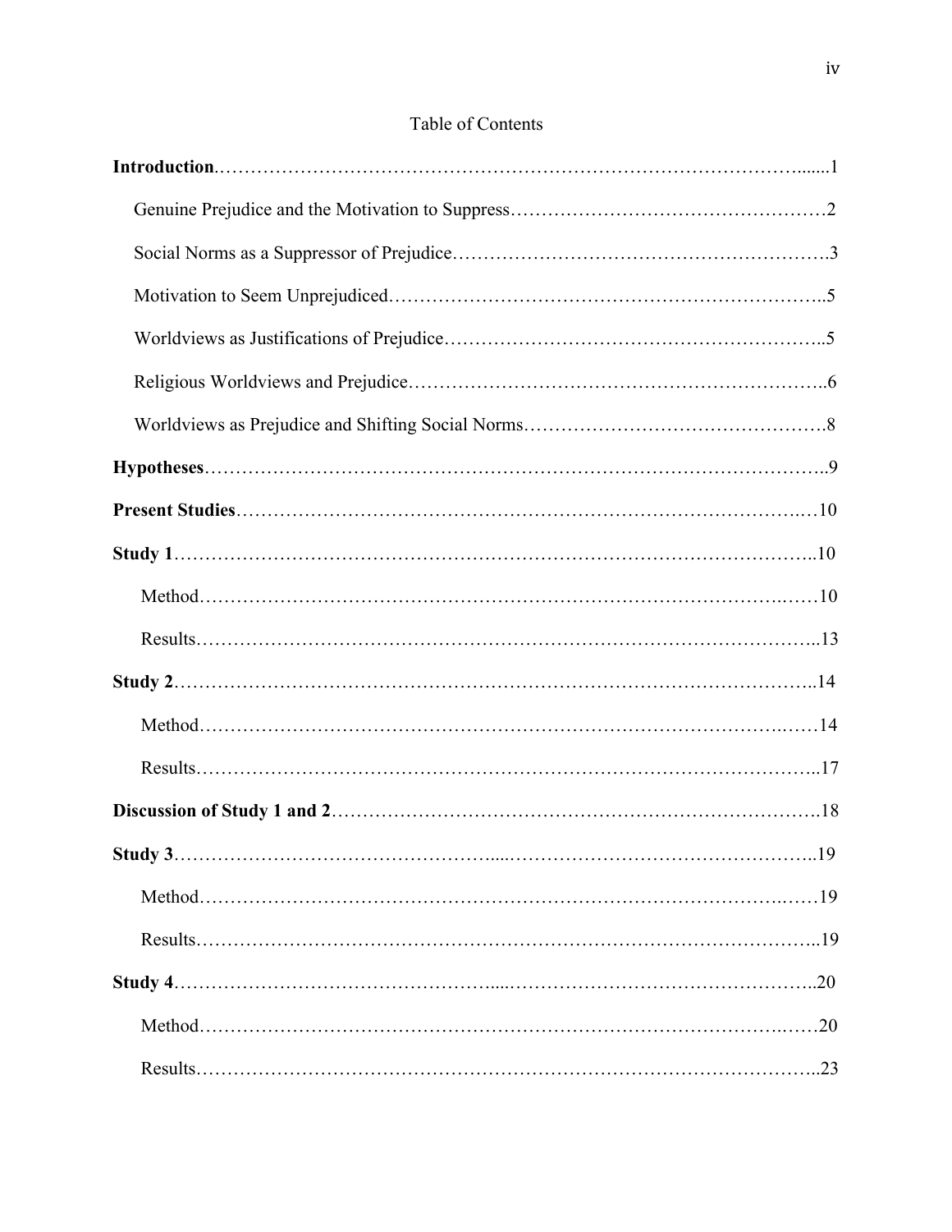Table of Contents

**Introduction**……………………………………………………………………………………1

Genuine Prejudice and the Motivation to Suppress……………………………………………2

Social Norms as a Suppressor of Prejudice……………………………………………………3

Motivation to Seem Unprejudiced……………………………………………………………5

Worldviews as Justifications of Prejudice……………………………………………………5

Religious Worldviews and Prejudice…………………………………………………………6

Worldviews as Prejudice and Shifting Social Norms…………………………………………8

**Hypotheses**……………………………………………………………………………………9

**Present Studies**………………………………………………………………………………10

**Study 1**………………………………………………………………………………………10

Method………………………………………………………………………………………10

Results………………………………………………………………………………………13

**Study 2**………………………………………………………………………………………14

Method………………………………………………………………………………………14

Results………………………………………………………………………………………17

**Discussion of Study 1 and 2**…………………………………………………………………18

**Study 3**………………………………………………………………………………………19

Method………………………………………………………………………………………19

Results………………………………………………………………………………………19

**Study 4**………………………………………………………………………………………20

Method………………………………………………………………………………………20

Results………………………………………………………………………………………23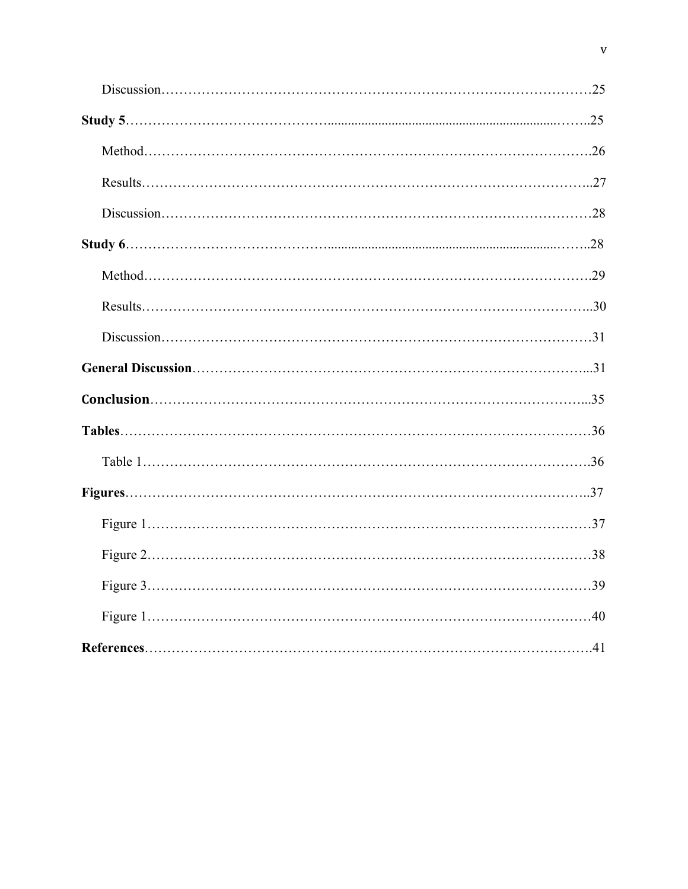Discussion……………………………………………………………………………………25

**Study 5**……………………………………………………………………………………..25

Method……………………………………………………………………………………….26

Results………………………………………………………………………………………..27

Discussion……………………………………………………………………………………28

**Study 6**……………………………………………………………………………………..28

Method……………………………………………………………………………………….29

Results………………………………………………………………………………………..30

Discussion……………………………………………………………………………………31

**General Discussion**…………………………………………………………………………...31

**Conclusion**……………………………………………………………………………………...35

**Tables**……………………………………………………………………………………………36

Table 1…………………………………………………………………………………………..36

**Figures**…………………………………………………………………………………………..37

Figure 1…………………………………………………………………………………………37

Figure 2…………………………………………………………………………………………38

Figure 3…………………………………………………………………………………………39

Figure 1…………………………………………………………………………………………40

**References**……………………………………………………………………………………….41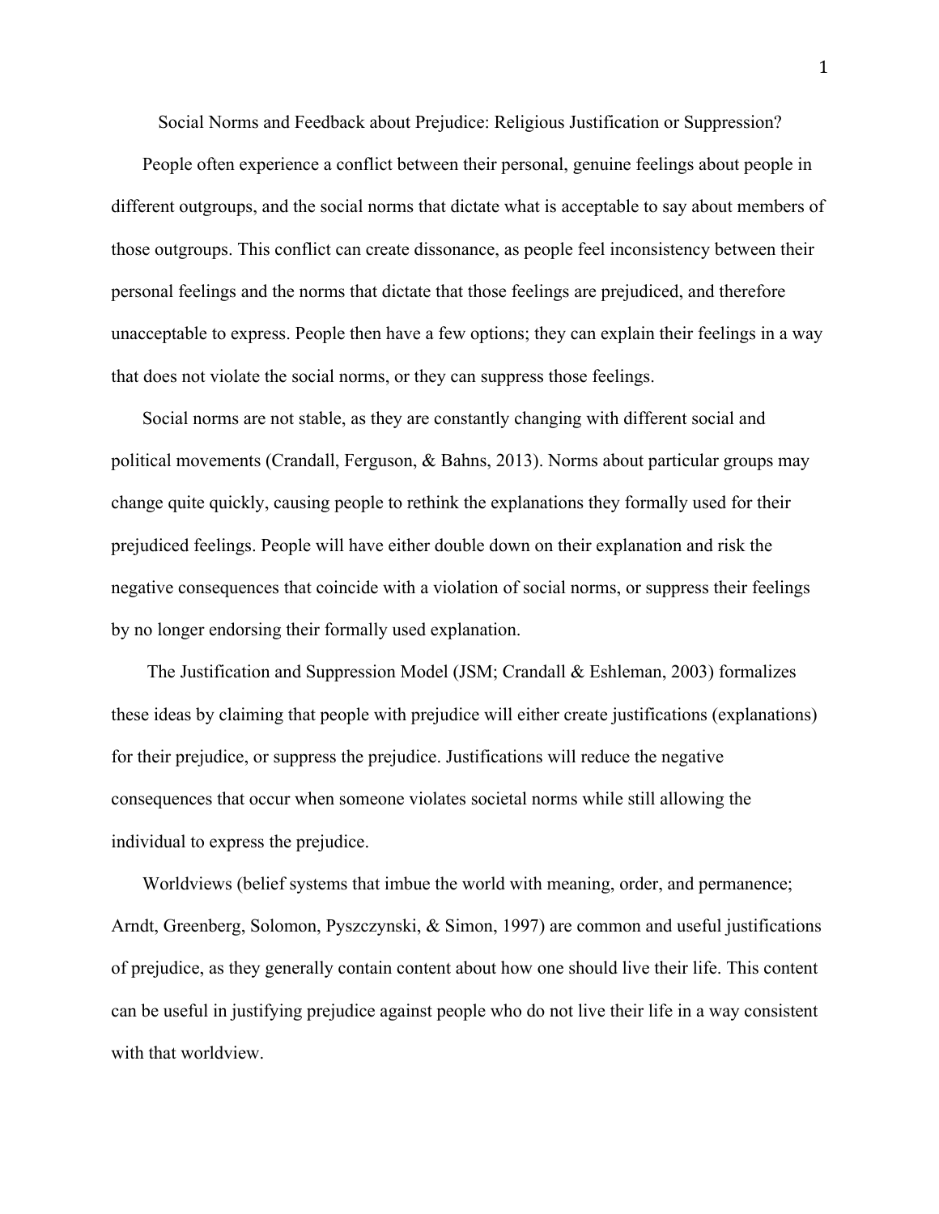# Social Norms and Feedback about Prejudice: Religious Justification or Suppression?

People often experience a conflict between their personal, genuine feelings about people in different outgroups, and the social norms that dictate what is acceptable to say about members of those outgroups. This conflict can create dissonance, as people feel inconsistency between their personal feelings and the norms that dictate that those feelings are prejudiced, and therefore unacceptable to express. People then have a few options; they can explain their feelings in a way that does not violate the social norms, or they can suppress those feelings.

Social norms are not stable, as they are constantly changing with different social and political movements (Crandall, Ferguson, & Bahns, 2013). Norms about particular groups may change quite quickly, causing people to rethink the explanations they formally used for their prejudiced feelings. People will have either double down on their explanation and risk the negative consequences that coincide with a violation of social norms, or suppress their feelings by no longer endorsing their formally used explanation.

The Justification and Suppression Model (JSM; Crandall & Eshleman, 2003) formalizes these ideas by claiming that people with prejudice will either create justifications (explanations) for their prejudice, or suppress the prejudice. Justifications will reduce the negative consequences that occur when someone violates societal norms while still allowing the individual to express the prejudice.

Worldviews (belief systems that imbue the world with meaning, order, and permanence; Arndt, Greenberg, Solomon, Pyszczynski, & Simon, 1997) are common and useful justifications of prejudice, as they generally contain content about how one should live their life. This content can be useful in justifying prejudice against people who do not live their life in a way consistent with that worldview.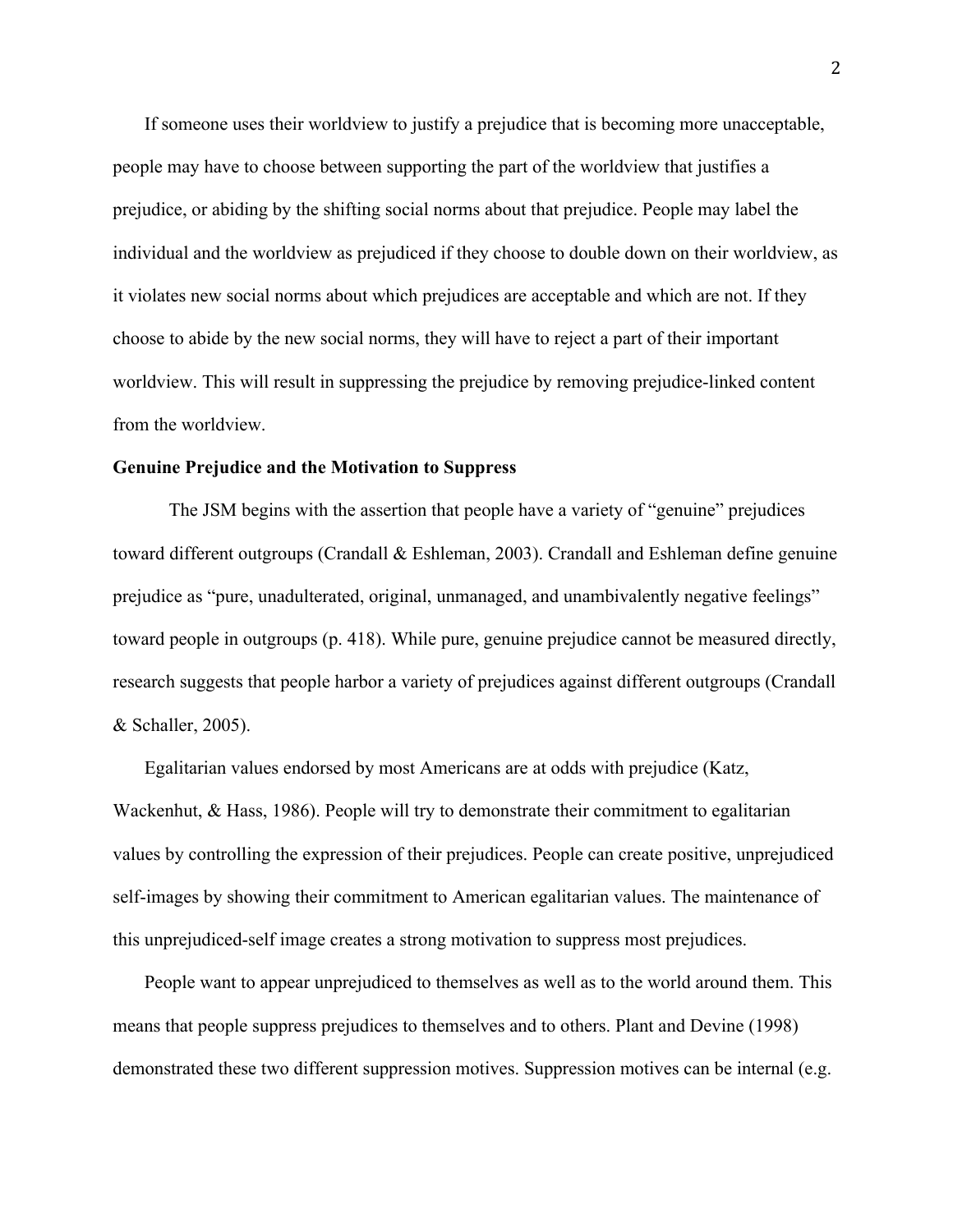If someone uses their worldview to justify a prejudice that is becoming more unacceptable, people may have to choose between supporting the part of the worldview that justifies a prejudice, or abiding by the shifting social norms about that prejudice. People may label the individual and the worldview as prejudiced if they choose to double down on their worldview, as it violates new social norms about which prejudices are acceptable and which are not. If they choose to abide by the new social norms, they will have to reject a part of their important worldview. This will result in suppressing the prejudice by removing prejudice-linked content from the worldview.

**Genuine Prejudice and the Motivation to Suppress**

The JSM begins with the assertion that people have a variety of "genuine" prejudices toward different outgroups (Crandall & Eshleman, 2003). Crandall and Eshleman define genuine prejudice as "pure, unadulterated, original, unmanaged, and unambivalently negative feelings" toward people in outgroups (p. 418). While pure, genuine prejudice cannot be measured directly, research suggests that people harbor a variety of prejudices against different outgroups (Crandall & Schaller, 2005).

Egalitarian values endorsed by most Americans are at odds with prejudice (Katz, Wackenhut, & Hass, 1986). People will try to demonstrate their commitment to egalitarian values by controlling the expression of their prejudices. People can create positive, unprejudiced self-images by showing their commitment to American egalitarian values. The maintenance of this unprejudiced-self image creates a strong motivation to suppress most prejudices.

People want to appear unprejudiced to themselves as well as to the world around them. This means that people suppress prejudices to themselves and to others. Plant and Devine (1998) demonstrated these two different suppression motives. Suppression motives can be internal (e.g.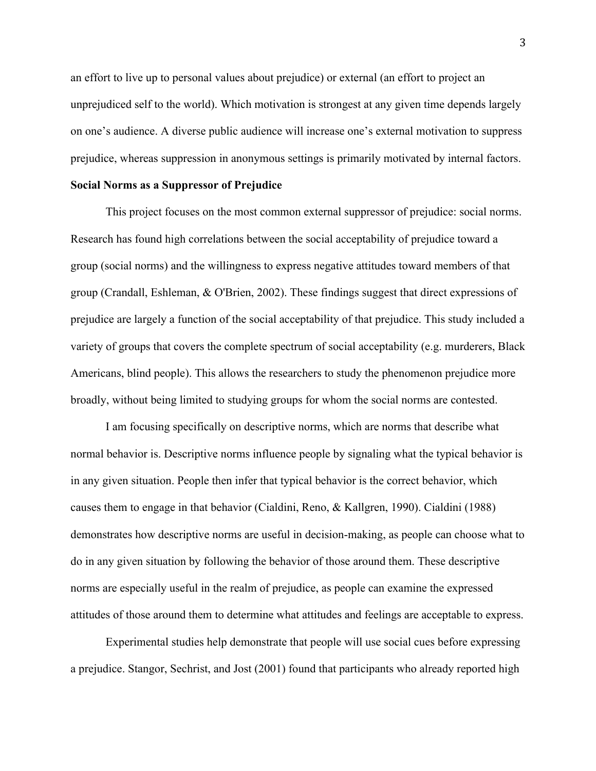an effort to live up to personal values about prejudice) or external (an effort to project an unprejudiced self to the world). Which motivation is strongest at any given time depends largely on one's audience. A diverse public audience will increase one's external motivation to suppress prejudice, whereas suppression in anonymous settings is primarily motivated by internal factors.

**Social Norms as a Suppressor of Prejudice**

This project focuses on the most common external suppressor of prejudice: social norms. Research has found high correlations between the social acceptability of prejudice toward a group (social norms) and the willingness to express negative attitudes toward members of that group (Crandall, Eshleman, & O'Brien, 2002). These findings suggest that direct expressions of prejudice are largely a function of the social acceptability of that prejudice. This study included a variety of groups that covers the complete spectrum of social acceptability (e.g. murderers, Black Americans, blind people). This allows the researchers to study the phenomenon prejudice more broadly, without being limited to studying groups for whom the social norms are contested.

I am focusing specifically on descriptive norms, which are norms that describe what normal behavior is. Descriptive norms influence people by signaling what the typical behavior is in any given situation. People then infer that typical behavior is the correct behavior, which causes them to engage in that behavior (Cialdini, Reno, & Kallgren, 1990). Cialdini (1988) demonstrates how descriptive norms are useful in decision-making, as people can choose what to do in any given situation by following the behavior of those around them. These descriptive norms are especially useful in the realm of prejudice, as people can examine the expressed attitudes of those around them to determine what attitudes and feelings are acceptable to express.

Experimental studies help demonstrate that people will use social cues before expressing a prejudice. Stangor, Sechrist, and Jost (2001) found that participants who already reported high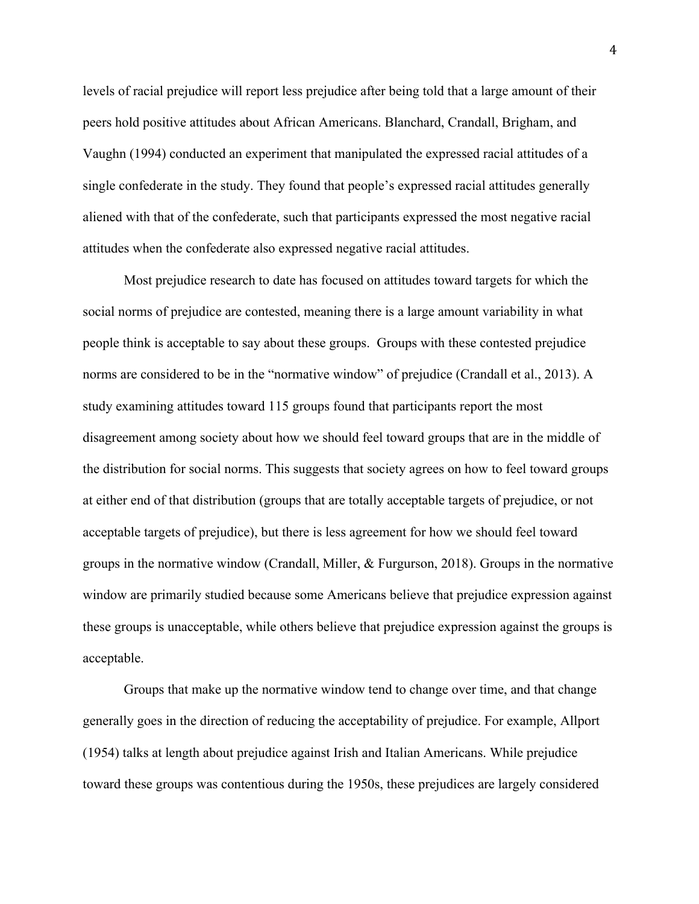levels of racial prejudice will report less prejudice after being told that a large amount of their peers hold positive attitudes about African Americans. Blanchard, Crandall, Brigham, and Vaughn (1994) conducted an experiment that manipulated the expressed racial attitudes of a single confederate in the study. They found that people's expressed racial attitudes generally aliened with that of the confederate, such that participants expressed the most negative racial attitudes when the confederate also expressed negative racial attitudes.

Most prejudice research to date has focused on attitudes toward targets for which the social norms of prejudice are contested, meaning there is a large amount variability in what people think is acceptable to say about these groups. Groups with these contested prejudice norms are considered to be in the "normative window" of prejudice (Crandall et al., 2013). A study examining attitudes toward 115 groups found that participants report the most disagreement among society about how we should feel toward groups that are in the middle of the distribution for social norms. This suggests that society agrees on how to feel toward groups at either end of that distribution (groups that are totally acceptable targets of prejudice, or not acceptable targets of prejudice), but there is less agreement for how we should feel toward groups in the normative window (Crandall, Miller, & Furgurson, 2018). Groups in the normative window are primarily studied because some Americans believe that prejudice expression against these groups is unacceptable, while others believe that prejudice expression against the groups is acceptable.

Groups that make up the normative window tend to change over time, and that change generally goes in the direction of reducing the acceptability of prejudice. For example, Allport (1954) talks at length about prejudice against Irish and Italian Americans. While prejudice toward these groups was contentious during the 1950s, these prejudices are largely considered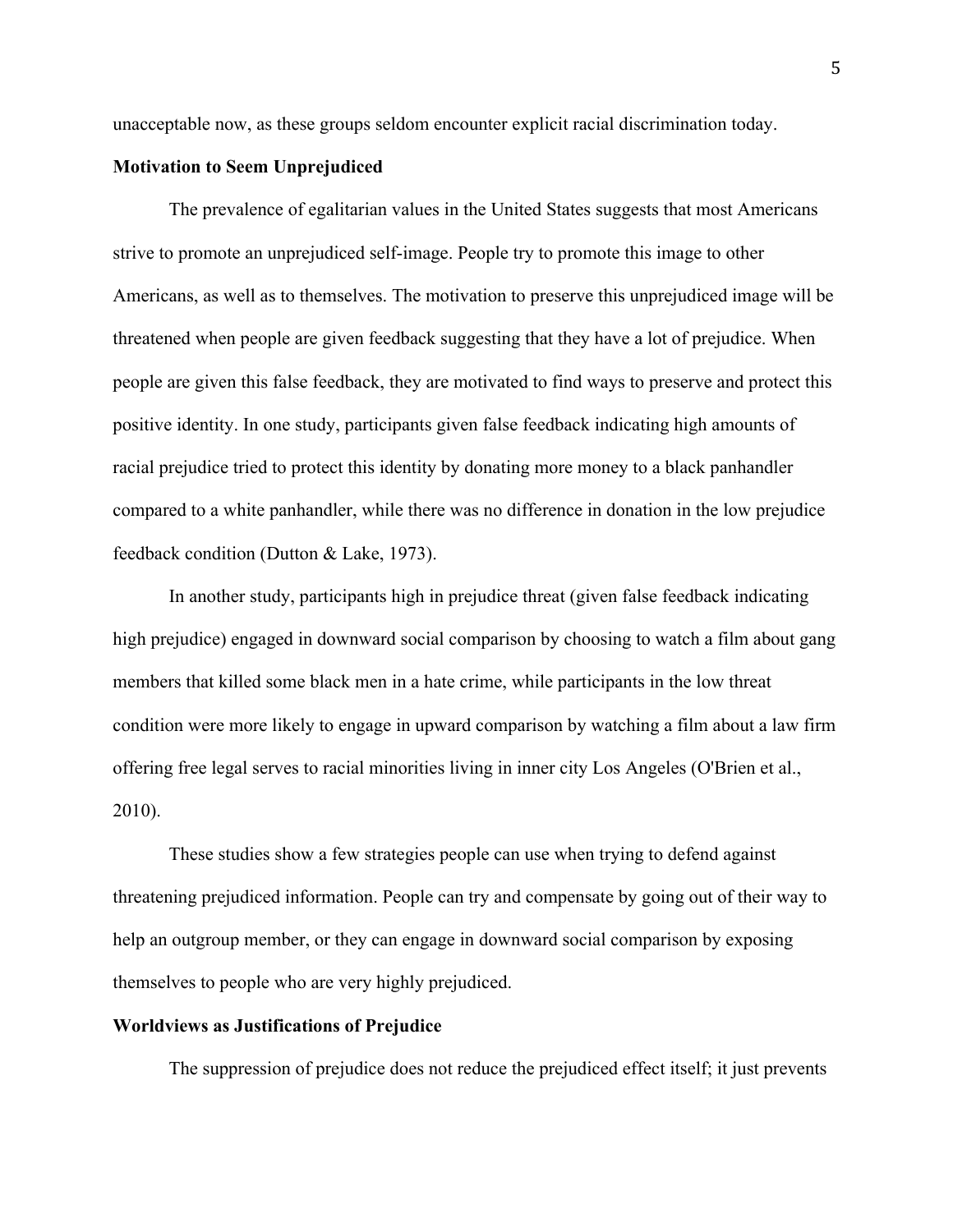unacceptable now, as these groups seldom encounter explicit racial discrimination today.

**Motivation to Seem Unprejudiced**

The prevalence of egalitarian values in the United States suggests that most Americans strive to promote an unprejudiced self-image. People try to promote this image to other Americans, as well as to themselves. The motivation to preserve this unprejudiced image will be threatened when people are given feedback suggesting that they have a lot of prejudice. When people are given this false feedback, they are motivated to find ways to preserve and protect this positive identity. In one study, participants given false feedback indicating high amounts of racial prejudice tried to protect this identity by donating more money to a black panhandler compared to a white panhandler, while there was no difference in donation in the low prejudice feedback condition (Dutton & Lake, 1973).

In another study, participants high in prejudice threat (given false feedback indicating high prejudice) engaged in downward social comparison by choosing to watch a film about gang members that killed some black men in a hate crime, while participants in the low threat condition were more likely to engage in upward comparison by watching a film about a law firm offering free legal serves to racial minorities living in inner city Los Angeles (O'Brien et al., 2010).

These studies show a few strategies people can use when trying to defend against threatening prejudiced information. People can try and compensate by going out of their way to help an outgroup member, or they can engage in downward social comparison by exposing themselves to people who are very highly prejudiced.

**Worldviews as Justifications of Prejudice**

The suppression of prejudice does not reduce the prejudiced effect itself; it just prevents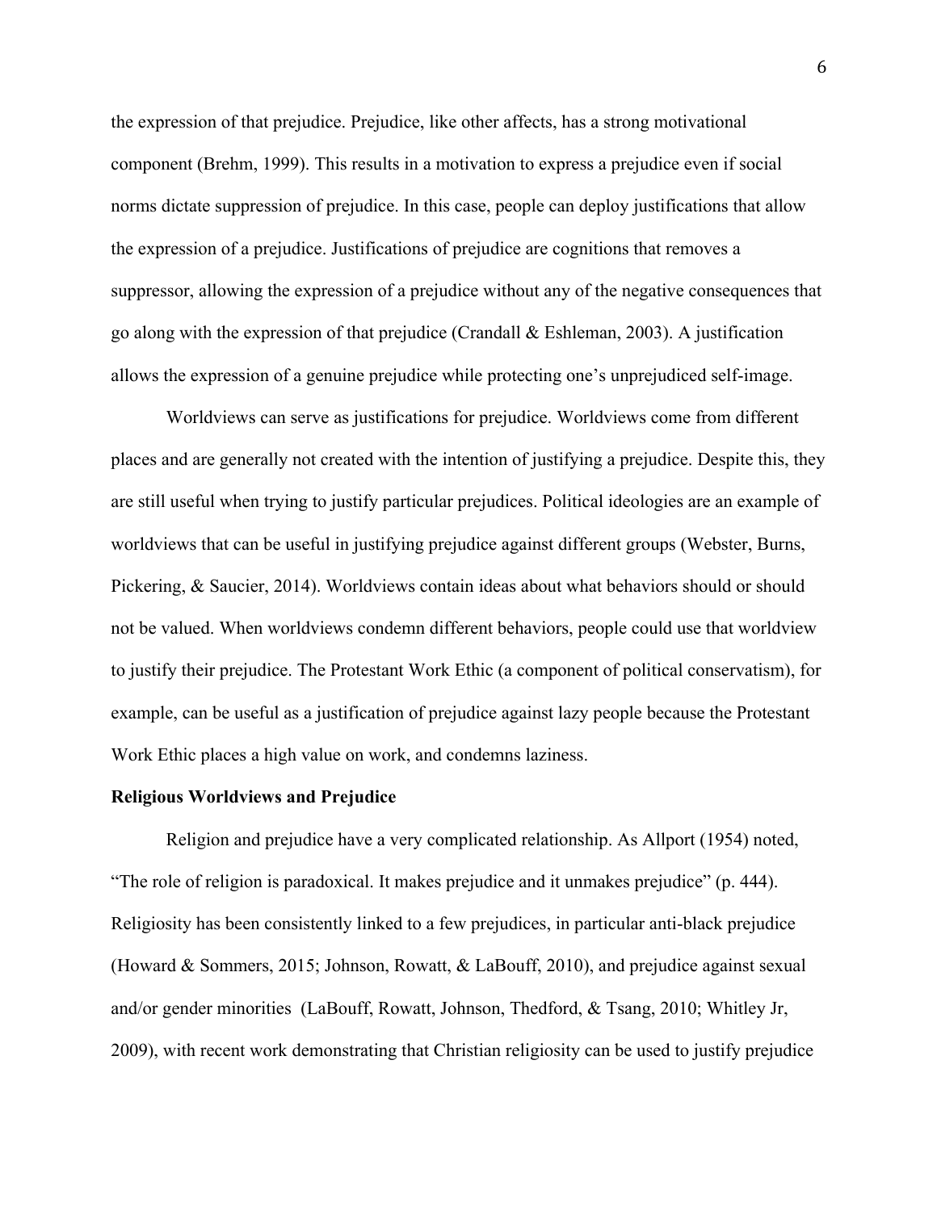the expression of that prejudice. Prejudice, like other affects, has a strong motivational component (Brehm, 1999). This results in a motivation to express a prejudice even if social norms dictate suppression of prejudice. In this case, people can deploy justifications that allow the expression of a prejudice. Justifications of prejudice are cognitions that removes a suppressor, allowing the expression of a prejudice without any of the negative consequences that go along with the expression of that prejudice (Crandall & Eshleman, 2003). A justification allows the expression of a genuine prejudice while protecting one's unprejudiced self-image.

Worldviews can serve as justifications for prejudice. Worldviews come from different places and are generally not created with the intention of justifying a prejudice. Despite this, they are still useful when trying to justify particular prejudices. Political ideologies are an example of worldviews that can be useful in justifying prejudice against different groups (Webster, Burns, Pickering, & Saucier, 2014). Worldviews contain ideas about what behaviors should or should not be valued. When worldviews condemn different behaviors, people could use that worldview to justify their prejudice. The Protestant Work Ethic (a component of political conservatism), for example, can be useful as a justification of prejudice against lazy people because the Protestant Work Ethic places a high value on work, and condemns laziness.

**Religious Worldviews and Prejudice**

Religion and prejudice have a very complicated relationship. As Allport (1954) noted, "The role of religion is paradoxical. It makes prejudice and it unmakes prejudice" (p. 444). Religiosity has been consistently linked to a few prejudices, in particular anti-black prejudice (Howard & Sommers, 2015; Johnson, Rowatt, & LaBouff, 2010), and prejudice against sexual and/or gender minorities (LaBouff, Rowatt, Johnson, Thedford, & Tsang, 2010; Whitley Jr, 2009), with recent work demonstrating that Christian religiosity can be used to justify prejudice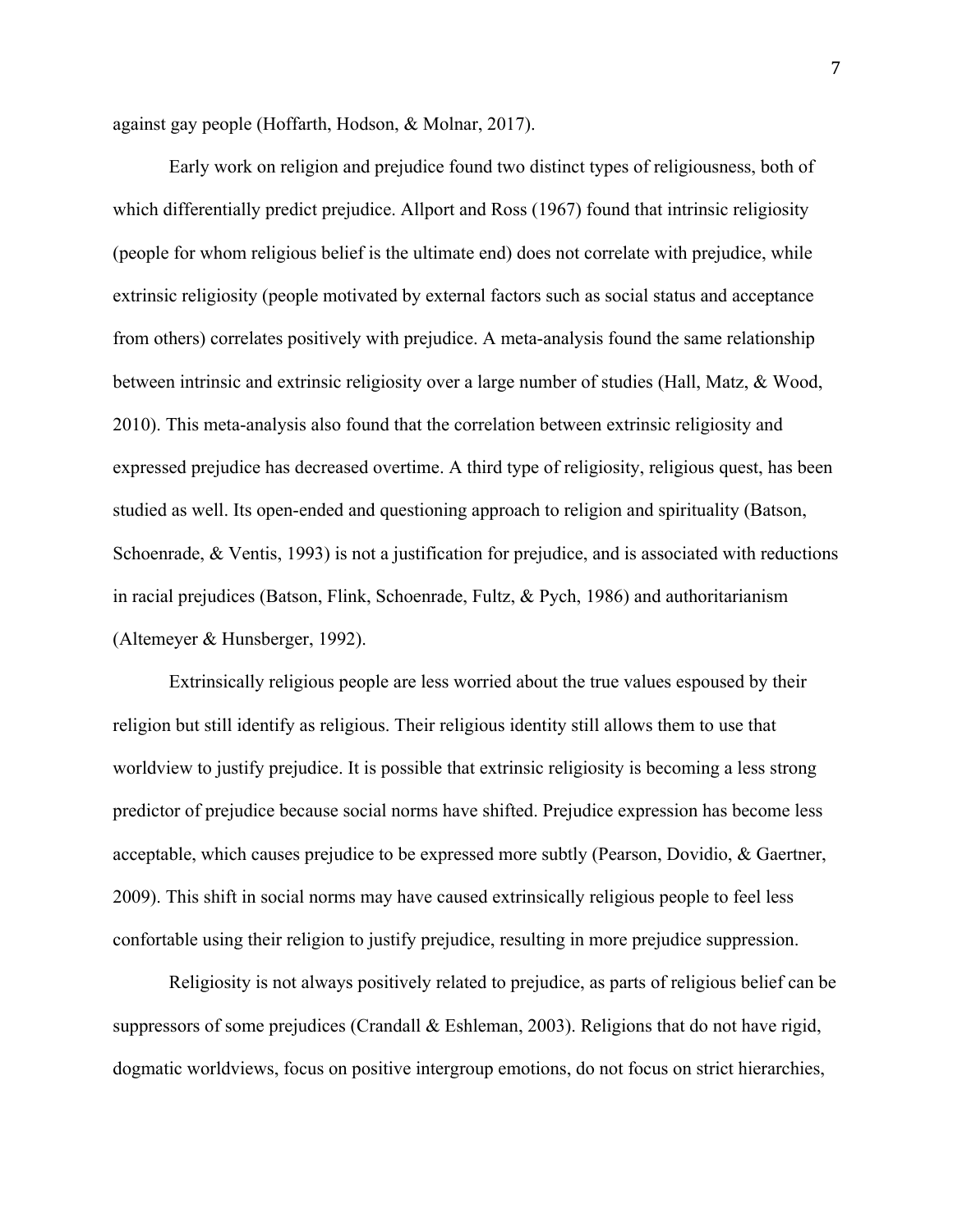against gay people (Hoffarth, Hodson, & Molnar, 2017).

Early work on religion and prejudice found two distinct types of religiousness, both of which differentially predict prejudice. Allport and Ross (1967) found that intrinsic religiosity (people for whom religious belief is the ultimate end) does not correlate with prejudice, while extrinsic religiosity (people motivated by external factors such as social status and acceptance from others) correlates positively with prejudice. A meta-analysis found the same relationship between intrinsic and extrinsic religiosity over a large number of studies (Hall, Matz, & Wood, 2010). This meta-analysis also found that the correlation between extrinsic religiosity and expressed prejudice has decreased overtime. A third type of religiosity, religious quest, has been studied as well. Its open-ended and questioning approach to religion and spirituality (Batson, Schoenrade, & Ventis, 1993) is not a justification for prejudice, and is associated with reductions in racial prejudices (Batson, Flink, Schoenrade, Fultz, & Pych, 1986) and authoritarianism (Altemeyer & Hunsberger, 1992).

Extrinsically religious people are less worried about the true values espoused by their religion but still identify as religious. Their religious identity still allows them to use that worldview to justify prejudice. It is possible that extrinsic religiosity is becoming a less strong predictor of prejudice because social norms have shifted. Prejudice expression has become less acceptable, which causes prejudice to be expressed more subtly (Pearson, Dovidio, & Gaertner, 2009). This shift in social norms may have caused extrinsically religious people to feel less confortable using their religion to justify prejudice, resulting in more prejudice suppression.

Religiosity is not always positively related to prejudice, as parts of religious belief can be suppressors of some prejudices (Crandall & Eshleman, 2003). Religions that do not have rigid, dogmatic worldviews, focus on positive intergroup emotions, do not focus on strict hierarchies,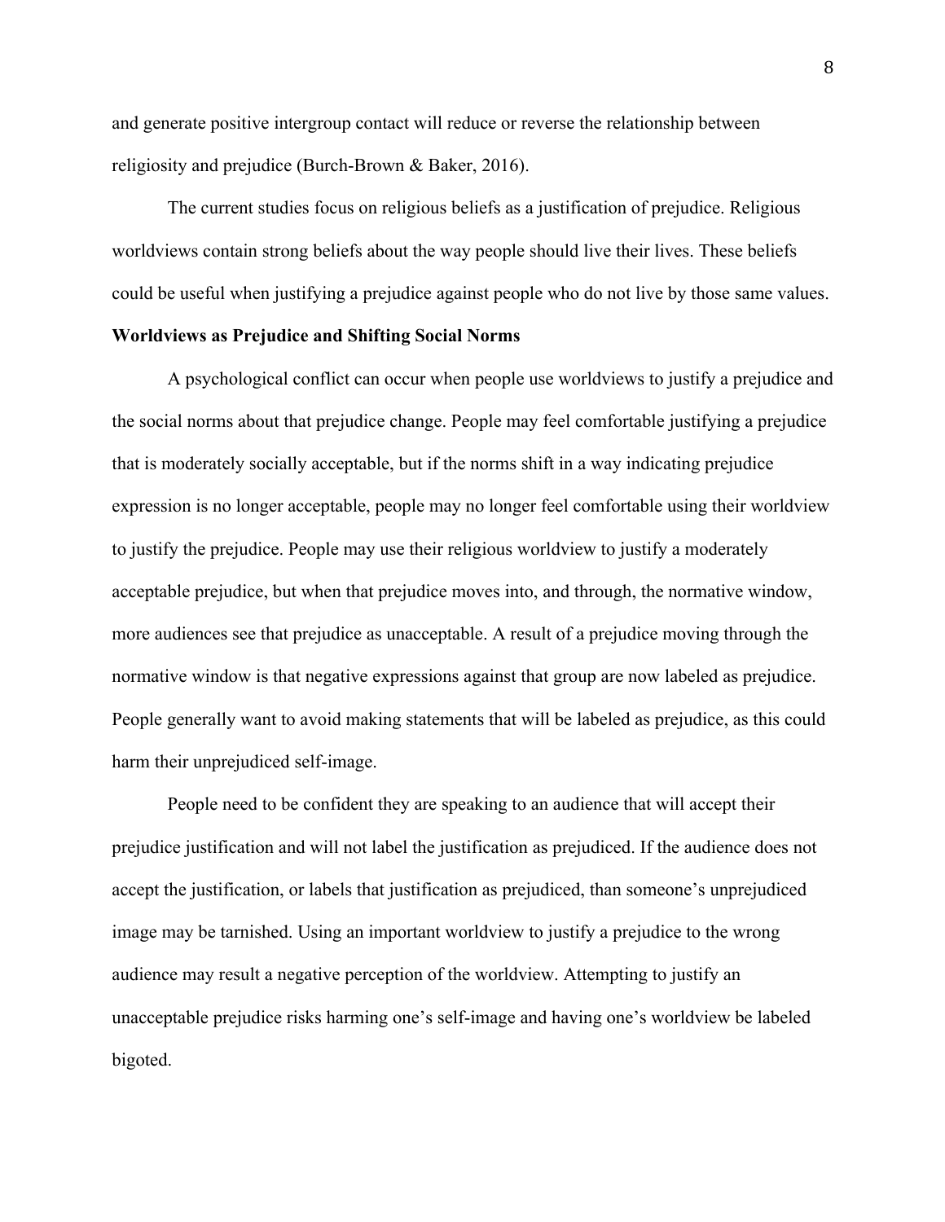and generate positive intergroup contact will reduce or reverse the relationship between religiosity and prejudice (Burch-Brown & Baker, 2016).

The current studies focus on religious beliefs as a justification of prejudice. Religious worldviews contain strong beliefs about the way people should live their lives. These beliefs could be useful when justifying a prejudice against people who do not live by those same values.

**Worldviews as Prejudice and Shifting Social Norms**

A psychological conflict can occur when people use worldviews to justify a prejudice and the social norms about that prejudice change. People may feel comfortable justifying a prejudice that is moderately socially acceptable, but if the norms shift in a way indicating prejudice expression is no longer acceptable, people may no longer feel comfortable using their worldview to justify the prejudice. People may use their religious worldview to justify a moderately acceptable prejudice, but when that prejudice moves into, and through, the normative window, more audiences see that prejudice as unacceptable. A result of a prejudice moving through the normative window is that negative expressions against that group are now labeled as prejudice. People generally want to avoid making statements that will be labeled as prejudice, as this could harm their unprejudiced self-image.

People need to be confident they are speaking to an audience that will accept their prejudice justification and will not label the justification as prejudiced. If the audience does not accept the justification, or labels that justification as prejudiced, than someone's unprejudiced image may be tarnished. Using an important worldview to justify a prejudice to the wrong audience may result a negative perception of the worldview. Attempting to justify an unacceptable prejudice risks harming one's self-image and having one's worldview be labeled bigoted.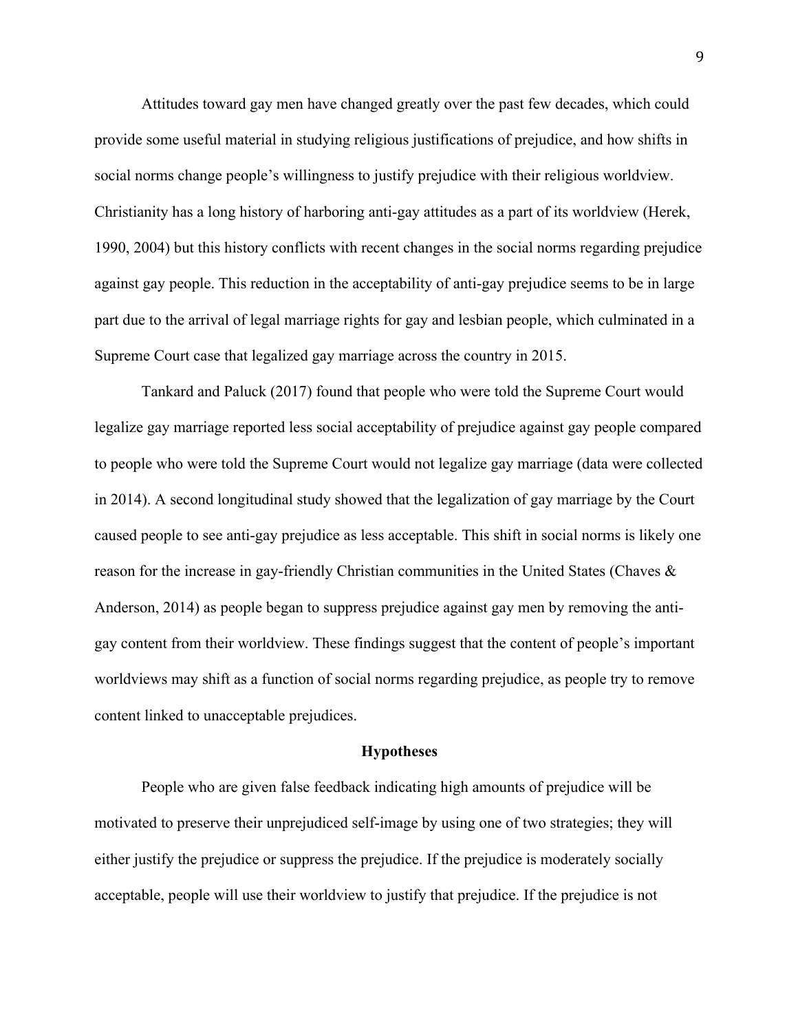Attitudes toward gay men have changed greatly over the past few decades, which could provide some useful material in studying religious justifications of prejudice, and how shifts in social norms change people's willingness to justify prejudice with their religious worldview. Christianity has a long history of harboring anti-gay attitudes as a part of its worldview (Herek, 1990, 2004) but this history conflicts with recent changes in the social norms regarding prejudice against gay people. This reduction in the acceptability of anti-gay prejudice seems to be in large part due to the arrival of legal marriage rights for gay and lesbian people, which culminated in a Supreme Court case that legalized gay marriage across the country in 2015.

Tankard and Paluck (2017) found that people who were told the Supreme Court would legalize gay marriage reported less social acceptability of prejudice against gay people compared to people who were told the Supreme Court would not legalize gay marriage (data were collected in 2014). A second longitudinal study showed that the legalization of gay marriage by the Court caused people to see anti-gay prejudice as less acceptable. This shift in social norms is likely one reason for the increase in gay-friendly Christian communities in the United States (Chaves & Anderson, 2014) as people began to suppress prejudice against gay men by removing the anti-gay content from their worldview. These findings suggest that the content of people's important worldviews may shift as a function of social norms regarding prejudice, as people try to remove content linked to unacceptable prejudices.

## Hypotheses

People who are given false feedback indicating high amounts of prejudice will be motivated to preserve their unprejudiced self-image by using one of two strategies; they will either justify the prejudice or suppress the prejudice. If the prejudice is moderately socially acceptable, people will use their worldview to justify that prejudice. If the prejudice is not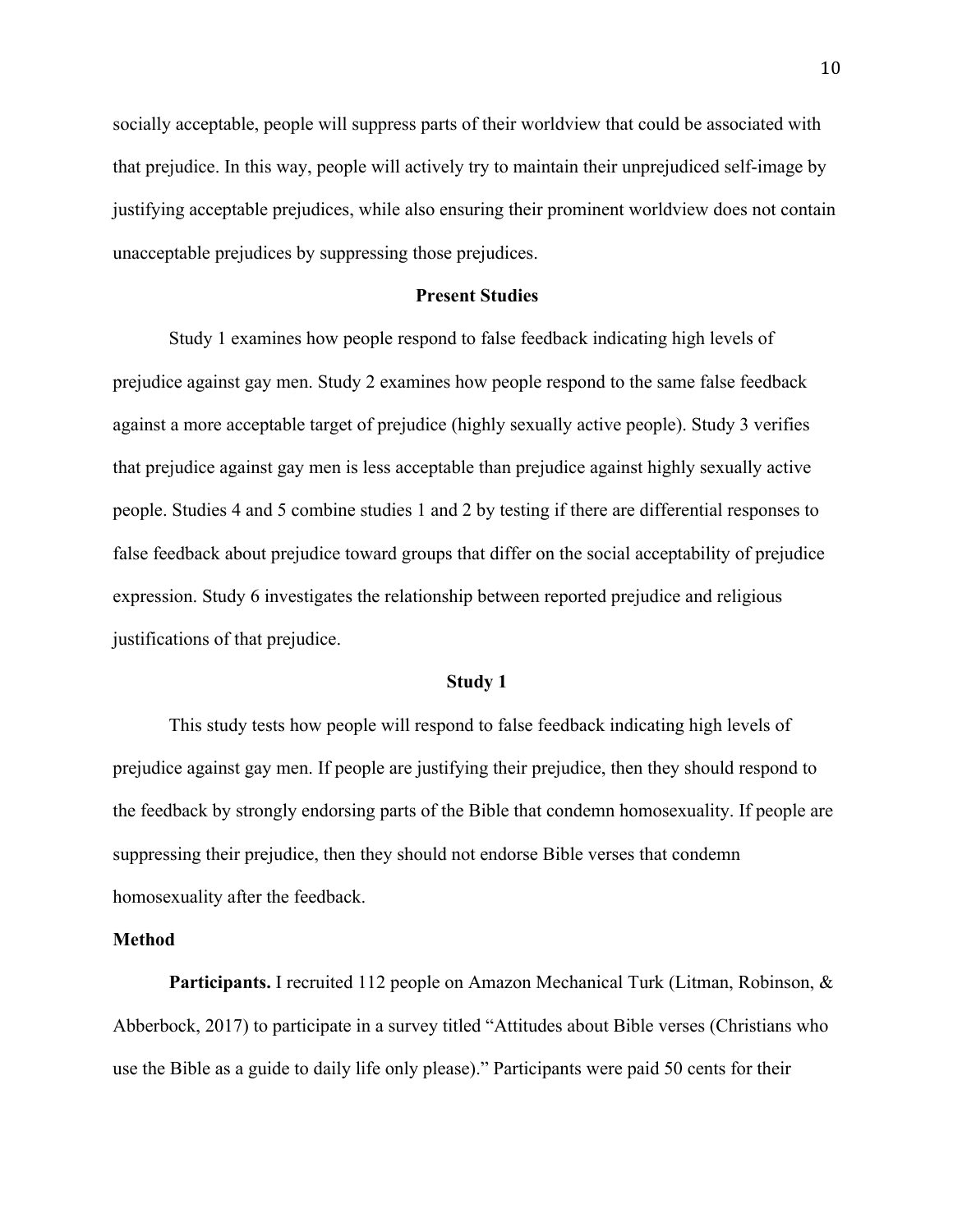socially acceptable, people will suppress parts of their worldview that could be associated with that prejudice. In this way, people will actively try to maintain their unprejudiced self-image by justifying acceptable prejudices, while also ensuring their prominent worldview does not contain unacceptable prejudices by suppressing those prejudices.

## Present Studies

Study 1 examines how people respond to false feedback indicating high levels of prejudice against gay men. Study 2 examines how people respond to the same false feedback against a more acceptable target of prejudice (highly sexually active people). Study 3 verifies that prejudice against gay men is less acceptable than prejudice against highly sexually active people. Studies 4 and 5 combine studies 1 and 2 by testing if there are differential responses to false feedback about prejudice toward groups that differ on the social acceptability of prejudice expression. Study 6 investigates the relationship between reported prejudice and religious justifications of that prejudice.

## Study 1

This study tests how people will respond to false feedback indicating high levels of prejudice against gay men. If people are justifying their prejudice, then they should respond to the feedback by strongly endorsing parts of the Bible that condemn homosexuality. If people are suppressing their prejudice, then they should not endorse Bible verses that condemn homosexuality after the feedback.

### Method

**Participants.** I recruited 112 people on Amazon Mechanical Turk (Litman, Robinson, & Abberbock, 2017) to participate in a survey titled "Attitudes about Bible verses (Christians who use the Bible as a guide to daily life only please)." Participants were paid 50 cents for their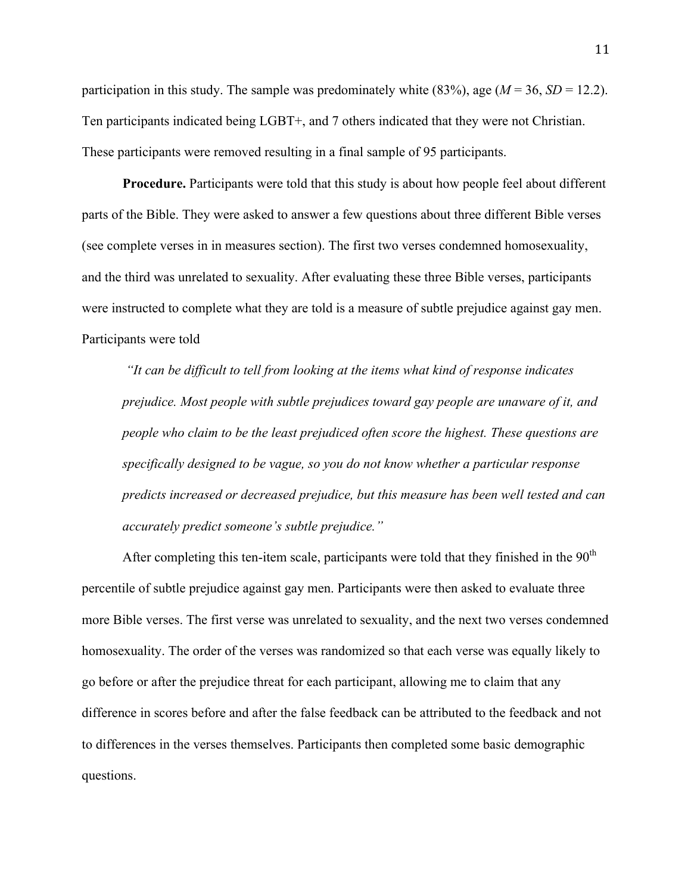participation in this study. The sample was predominately white (83%), age ($M$ = 36, $SD$ = 12.2). Ten participants indicated being LGBT+, and 7 others indicated that they were not Christian. These participants were removed resulting in a final sample of 95 participants.

**Procedure.** Participants were told that this study is about how people feel about different parts of the Bible. They were asked to answer a few questions about three different Bible verses (see complete verses in in measures section). The first two verses condemned homosexuality, and the third was unrelated to sexuality. After evaluating these three Bible verses, participants were instructed to complete what they are told is a measure of subtle prejudice against gay men. Participants were told

> *"It can be difficult to tell from looking at the items what kind of response indicates prejudice. Most people with subtle prejudices toward gay people are unaware of it, and people who claim to be the least prejudiced often score the highest. These questions are specifically designed to be vague, so you do not know whether a particular response predicts increased or decreased prejudice, but this measure has been well tested and can accurately predict someone's subtle prejudice."*

After completing this ten-item scale, participants were told that they finished in the 90th percentile of subtle prejudice against gay men. Participants were then asked to evaluate three more Bible verses. The first verse was unrelated to sexuality, and the next two verses condemned homosexuality. The order of the verses was randomized so that each verse was equally likely to go before or after the prejudice threat for each participant, allowing me to claim that any difference in scores before and after the false feedback can be attributed to the feedback and not to differences in the verses themselves. Participants then completed some basic demographic questions.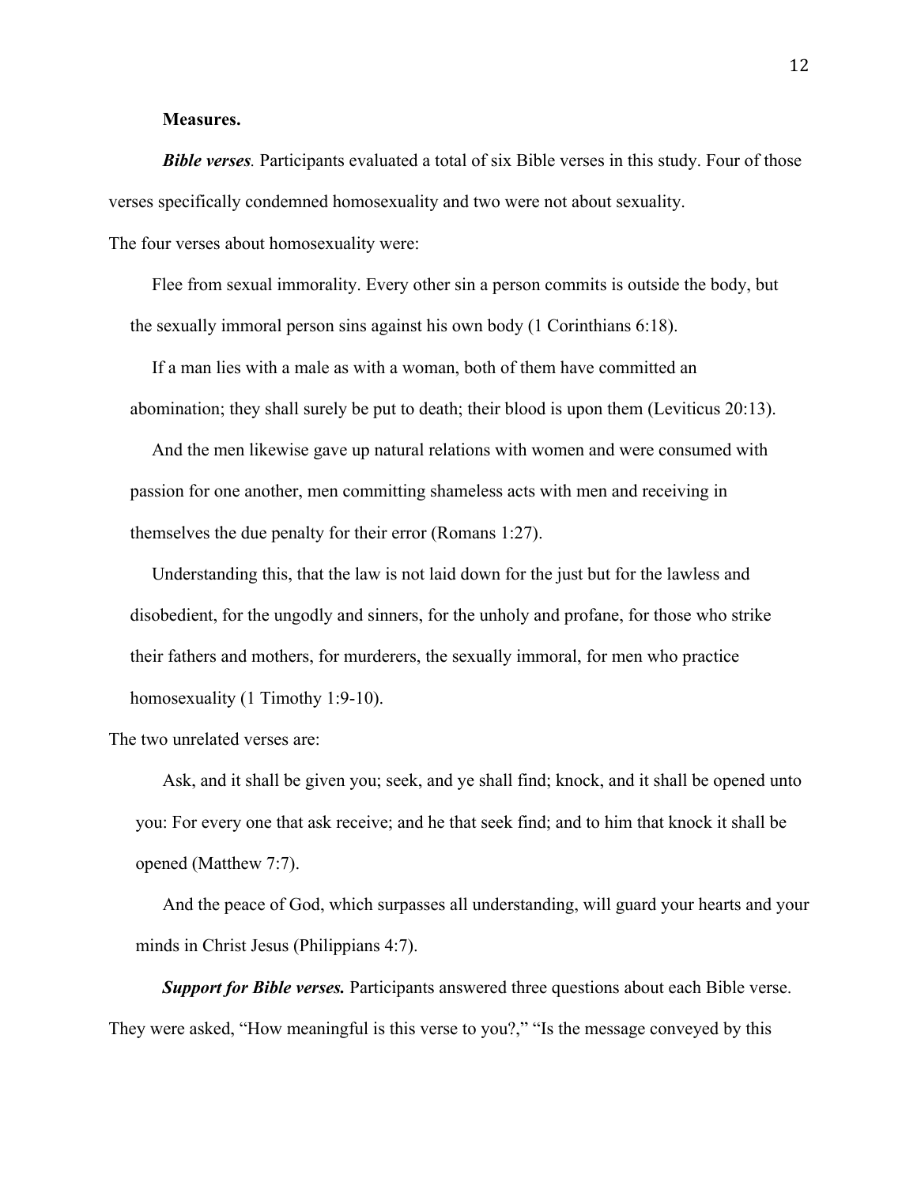**Measures.**

***Bible verses*.** Participants evaluated a total of six Bible verses in this study. Four of those verses specifically condemned homosexuality and two were not about sexuality.

The four verses about homosexuality were:

> Flee from sexual immorality. Every other sin a person commits is outside the body, but the sexually immoral person sins against his own body (1 Corinthians 6:18).
>
> If a man lies with a male as with a woman, both of them have committed an abomination; they shall surely be put to death; their blood is upon them (Leviticus 20:13).
>
> And the men likewise gave up natural relations with women and were consumed with passion for one another, men committing shameless acts with men and receiving in themselves the due penalty for their error (Romans 1:27).
>
> Understanding this, that the law is not laid down for the just but for the lawless and disobedient, for the ungodly and sinners, for the unholy and profane, for those who strike their fathers and mothers, for murderers, the sexually immoral, for men who practice homosexuality (1 Timothy 1:9-10).

The two unrelated verses are:

> Ask, and it shall be given you; seek, and ye shall find; knock, and it shall be opened unto you: For every one that ask receive; and he that seek find; and to him that knock it shall be opened (Matthew 7:7).
>
> And the peace of God, which surpasses all understanding, will guard your hearts and your minds in Christ Jesus (Philippians 4:7).

***Support for Bible verses.*** Participants answered three questions about each Bible verse. They were asked, "How meaningful is this verse to you?," "Is the message conveyed by this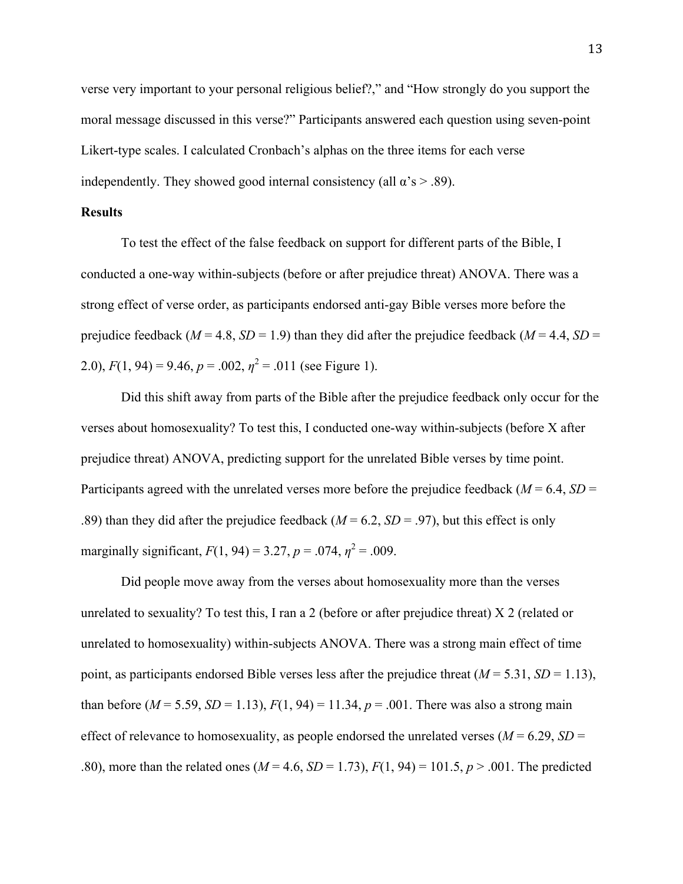verse very important to your personal religious belief?," and "How strongly do you support the moral message discussed in this verse?" Participants answered each question using seven-point Likert-type scales. I calculated Cronbach's alphas on the three items for each verse independently. They showed good internal consistency (all α's > .89).

**Results**

To test the effect of the false feedback on support for different parts of the Bible, I conducted a one-way within-subjects (before or after prejudice threat) ANOVA. There was a strong effect of verse order, as participants endorsed anti-gay Bible verses more before the prejudice feedback ($M$ = 4.8, $SD$ = 1.9) than they did after the prejudice feedback ($M$ = 4.4, $SD$ = 2.0), $F(1, 94) = 9.46$, $p = .002$, $\eta^2 = .011$ (see Figure 1).

Did this shift away from parts of the Bible after the prejudice feedback only occur for the verses about homosexuality? To test this, I conducted one-way within-subjects (before X after prejudice threat) ANOVA, predicting support for the unrelated Bible verses by time point. Participants agreed with the unrelated verses more before the prejudice feedback ($M$ = 6.4, $SD$ = .89) than they did after the prejudice feedback ($M$ = 6.2, $SD$ = .97), but this effect is only marginally significant, $F(1, 94) = 3.27$, $p = .074$, $\eta^2 = .009$.

Did people move away from the verses about homosexuality more than the verses unrelated to sexuality? To test this, I ran a 2 (before or after prejudice threat) X 2 (related or unrelated to homosexuality) within-subjects ANOVA. There was a strong main effect of time point, as participants endorsed Bible verses less after the prejudice threat ($M$ = 5.31, $SD$ = 1.13), than before ($M$ = 5.59, $SD$ = 1.13), $F(1, 94) = 11.34$, $p = .001$. There was also a strong main effect of relevance to homosexuality, as people endorsed the unrelated verses ($M$ = 6.29, $SD$ = .80), more than the related ones ($M$ = 4.6, $SD$ = 1.73), $F(1, 94) = 101.5$, $p > .001$. The predicted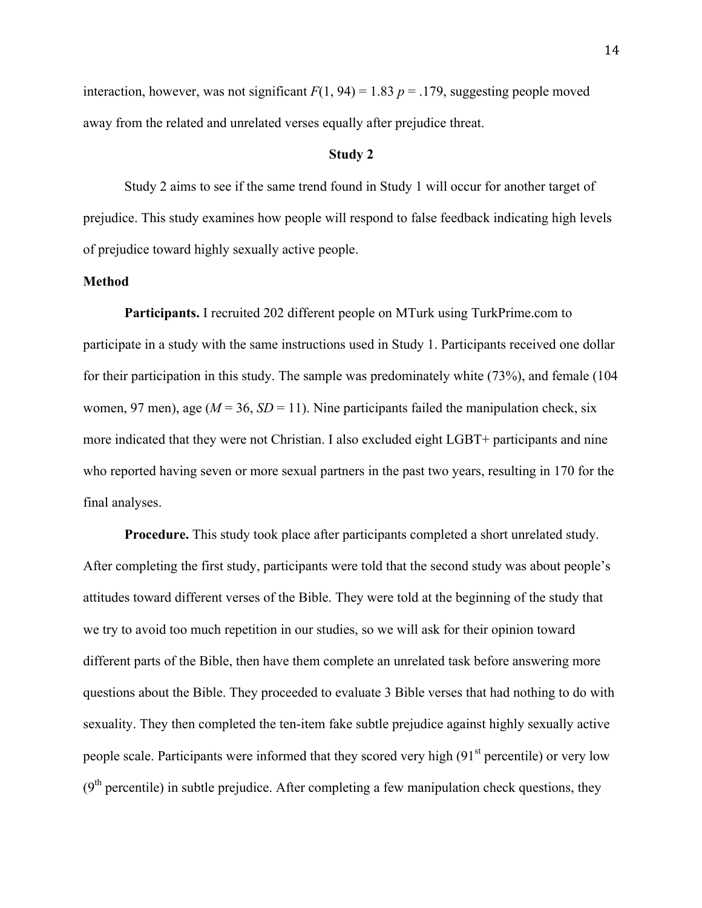interaction, however, was not significant $F(1, 94) = 1.83$ $p = .179$, suggesting people moved away from the related and unrelated verses equally after prejudice threat.

## Study 2

Study 2 aims to see if the same trend found in Study 1 will occur for another target of prejudice. This study examines how people will respond to false feedback indicating high levels of prejudice toward highly sexually active people.

### Method

**Participants.** I recruited 202 different people on MTurk using TurkPrime.com to participate in a study with the same instructions used in Study 1. Participants received one dollar for their participation in this study. The sample was predominately white (73%), and female (104 women, 97 men), age ($M = 36$, $SD = 11$). Nine participants failed the manipulation check, six more indicated that they were not Christian. I also excluded eight LGBT+ participants and nine who reported having seven or more sexual partners in the past two years, resulting in 170 for the final analyses.

**Procedure.** This study took place after participants completed a short unrelated study. After completing the first study, participants were told that the second study was about people's attitudes toward different verses of the Bible. They were told at the beginning of the study that we try to avoid too much repetition in our studies, so we will ask for their opinion toward different parts of the Bible, then have them complete an unrelated task before answering more questions about the Bible. They proceeded to evaluate 3 Bible verses that had nothing to do with sexuality. They then completed the ten-item fake subtle prejudice against highly sexually active people scale. Participants were informed that they scored very high (91st percentile) or very low (9th percentile) in subtle prejudice. After completing a few manipulation check questions, they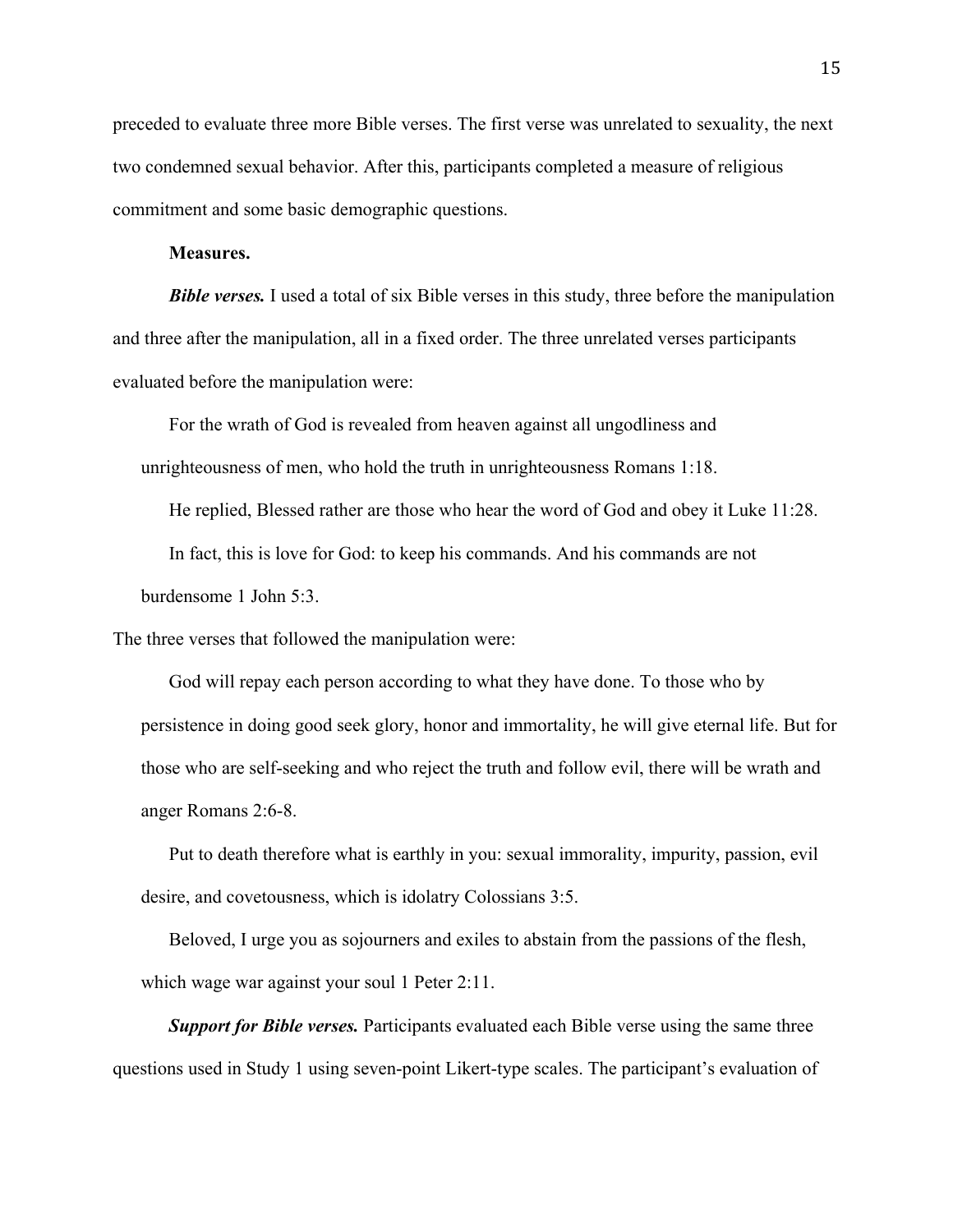preceded to evaluate three more Bible verses. The first verse was unrelated to sexuality, the next two condemned sexual behavior. After this, participants completed a measure of religious commitment and some basic demographic questions.

**Measures.**

***Bible verses.*** I used a total of six Bible verses in this study, three before the manipulation and three after the manipulation, all in a fixed order. The three unrelated verses participants evaluated before the manipulation were:

> For the wrath of God is revealed from heaven against all ungodliness and unrighteousness of men, who hold the truth in unrighteousness Romans 1:18.
>
> He replied, Blessed rather are those who hear the word of God and obey it Luke 11:28.
>
> In fact, this is love for God: to keep his commands. And his commands are not burdensome 1 John 5:3.

The three verses that followed the manipulation were:

> God will repay each person according to what they have done. To those who by persistence in doing good seek glory, honor and immortality, he will give eternal life. But for those who are self-seeking and who reject the truth and follow evil, there will be wrath and anger Romans 2:6-8.
>
> Put to death therefore what is earthly in you: sexual immorality, impurity, passion, evil desire, and covetousness, which is idolatry Colossians 3:5.
>
> Beloved, I urge you as sojourners and exiles to abstain from the passions of the flesh, which wage war against your soul 1 Peter 2:11.

***Support for Bible verses.*** Participants evaluated each Bible verse using the same three questions used in Study 1 using seven-point Likert-type scales. The participant's evaluation of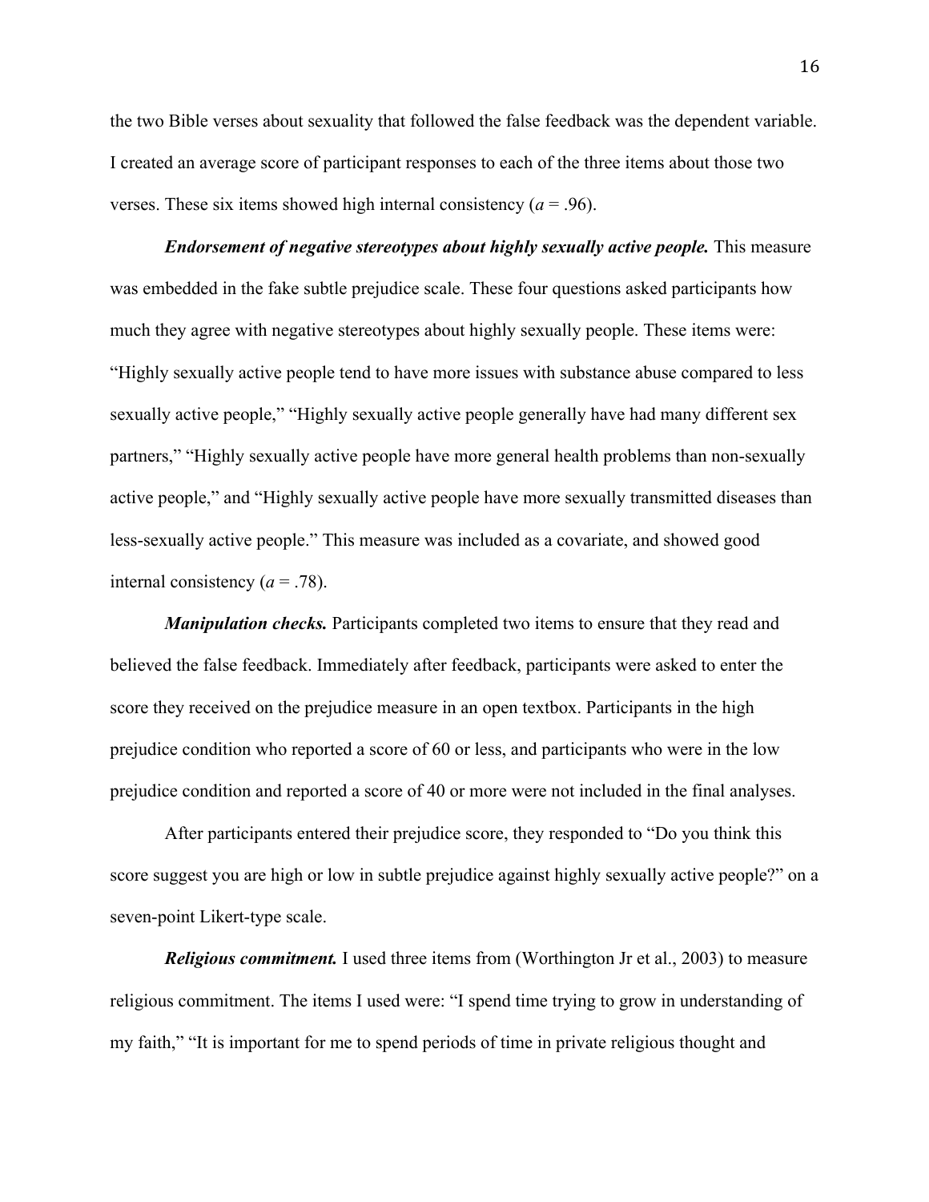the two Bible verses about sexuality that followed the false feedback was the dependent variable. I created an average score of participant responses to each of the three items about those two verses. These six items showed high internal consistency ($a$ = .96).

***Endorsement of negative stereotypes about highly sexually active people.*** This measure was embedded in the fake subtle prejudice scale. These four questions asked participants how much they agree with negative stereotypes about highly sexually people. These items were: "Highly sexually active people tend to have more issues with substance abuse compared to less sexually active people," "Highly sexually active people generally have had many different sex partners," "Highly sexually active people have more general health problems than non-sexually active people," and "Highly sexually active people have more sexually transmitted diseases than less-sexually active people." This measure was included as a covariate, and showed good internal consistency ($a$ = .78).

***Manipulation checks.*** Participants completed two items to ensure that they read and believed the false feedback. Immediately after feedback, participants were asked to enter the score they received on the prejudice measure in an open textbox. Participants in the high prejudice condition who reported a score of 60 or less, and participants who were in the low prejudice condition and reported a score of 40 or more were not included in the final analyses.

After participants entered their prejudice score, they responded to "Do you think this score suggest you are high or low in subtle prejudice against highly sexually active people?" on a seven-point Likert-type scale.

***Religious commitment.*** I used three items from (Worthington Jr et al., 2003) to measure religious commitment. The items I used were: "I spend time trying to grow in understanding of my faith," "It is important for me to spend periods of time in private religious thought and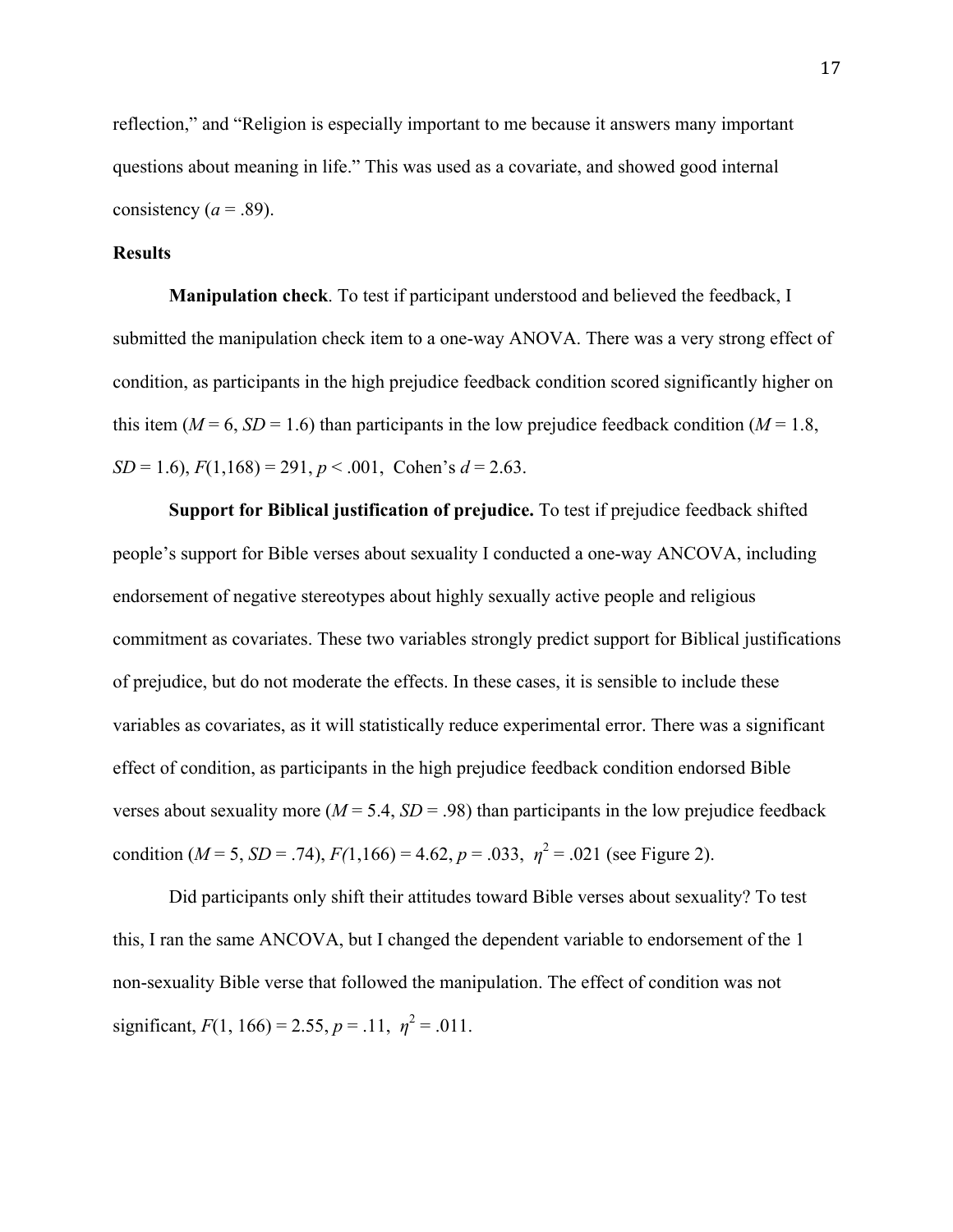reflection," and "Religion is especially important to me because it answers many important questions about meaning in life." This was used as a covariate, and showed good internal consistency ($a$ = .89).

**Results**

**Manipulation check**. To test if participant understood and believed the feedback, I submitted the manipulation check item to a one-way ANOVA. There was a very strong effect of condition, as participants in the high prejudice feedback condition scored significantly higher on this item ($M$ = 6, $SD$ = 1.6) than participants in the low prejudice feedback condition ($M$ = 1.8, $SD$ = 1.6), $F(1,168) = 291$, $p < .001$, Cohen's $d$ = 2.63.

**Support for Biblical justification of prejudice.** To test if prejudice feedback shifted people's support for Bible verses about sexuality I conducted a one-way ANCOVA, including endorsement of negative stereotypes about highly sexually active people and religious commitment as covariates. These two variables strongly predict support for Biblical justifications of prejudice, but do not moderate the effects. In these cases, it is sensible to include these variables as covariates, as it will statistically reduce experimental error. There was a significant effect of condition, as participants in the high prejudice feedback condition endorsed Bible verses about sexuality more ($M$ = 5.4, $SD$ = .98) than participants in the low prejudice feedback condition ($M$ = 5, $SD$ = .74), $F(1,166) = 4.62$, $p = .033$, $\eta^2 = .021$ (see Figure 2).

Did participants only shift their attitudes toward Bible verses about sexuality? To test this, I ran the same ANCOVA, but I changed the dependent variable to endorsement of the 1 non-sexuality Bible verse that followed the manipulation. The effect of condition was not significant, $F(1, 166) = 2.55$, $p = .11$, $\eta^2 = .011$.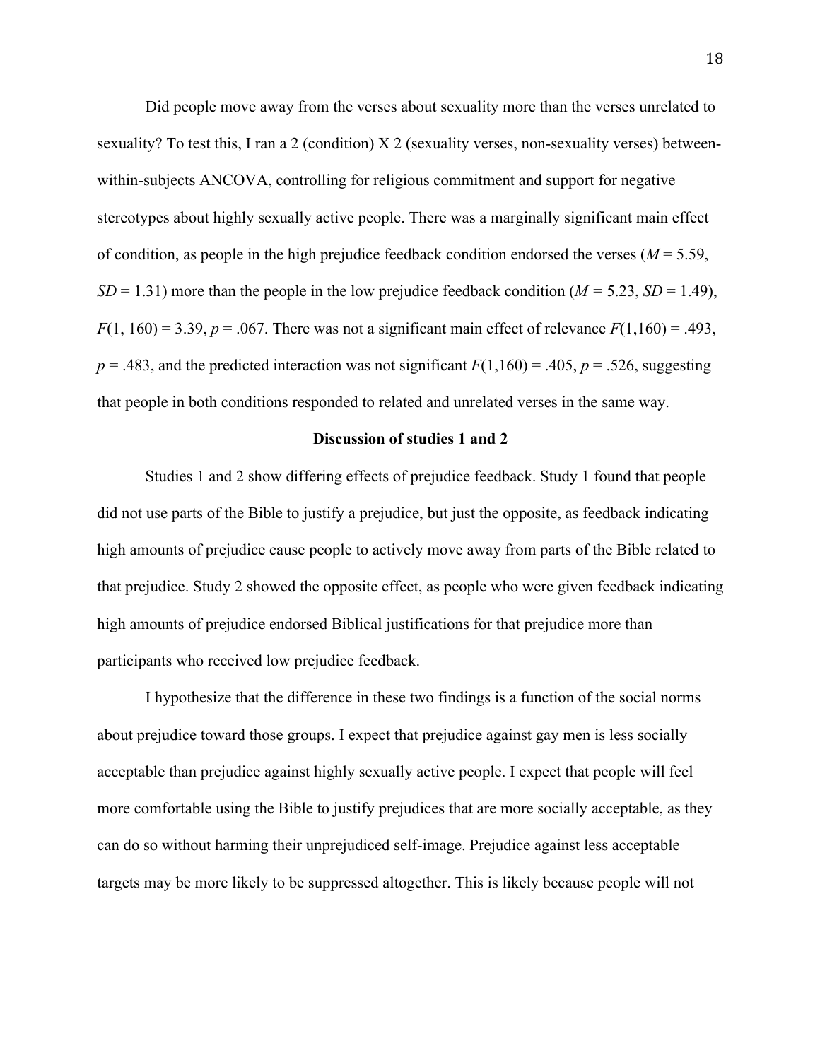Did people move away from the verses about sexuality more than the verses unrelated to sexuality? To test this, I ran a 2 (condition) X 2 (sexuality verses, non-sexuality verses) between-within-subjects ANCOVA, controlling for religious commitment and support for negative stereotypes about highly sexually active people. There was a marginally significant main effect of condition, as people in the high prejudice feedback condition endorsed the verses ($M = 5.59$, $SD = 1.31$) more than the people in the low prejudice feedback condition ($M = 5.23$, $SD = 1.49$), $F(1, 160) = 3.39$, $p = .067$. There was not a significant main effect of relevance $F(1,160) = .493$, $p = .483$, and the predicted interaction was not significant $F(1,160) = .405$, $p = .526$, suggesting that people in both conditions responded to related and unrelated verses in the same way.

**Discussion of studies 1 and 2**

Studies 1 and 2 show differing effects of prejudice feedback. Study 1 found that people did not use parts of the Bible to justify a prejudice, but just the opposite, as feedback indicating high amounts of prejudice cause people to actively move away from parts of the Bible related to that prejudice. Study 2 showed the opposite effect, as people who were given feedback indicating high amounts of prejudice endorsed Biblical justifications for that prejudice more than participants who received low prejudice feedback.

I hypothesize that the difference in these two findings is a function of the social norms about prejudice toward those groups. I expect that prejudice against gay men is less socially acceptable than prejudice against highly sexually active people. I expect that people will feel more comfortable using the Bible to justify prejudices that are more socially acceptable, as they can do so without harming their unprejudiced self-image. Prejudice against less acceptable targets may be more likely to be suppressed altogether. This is likely because people will not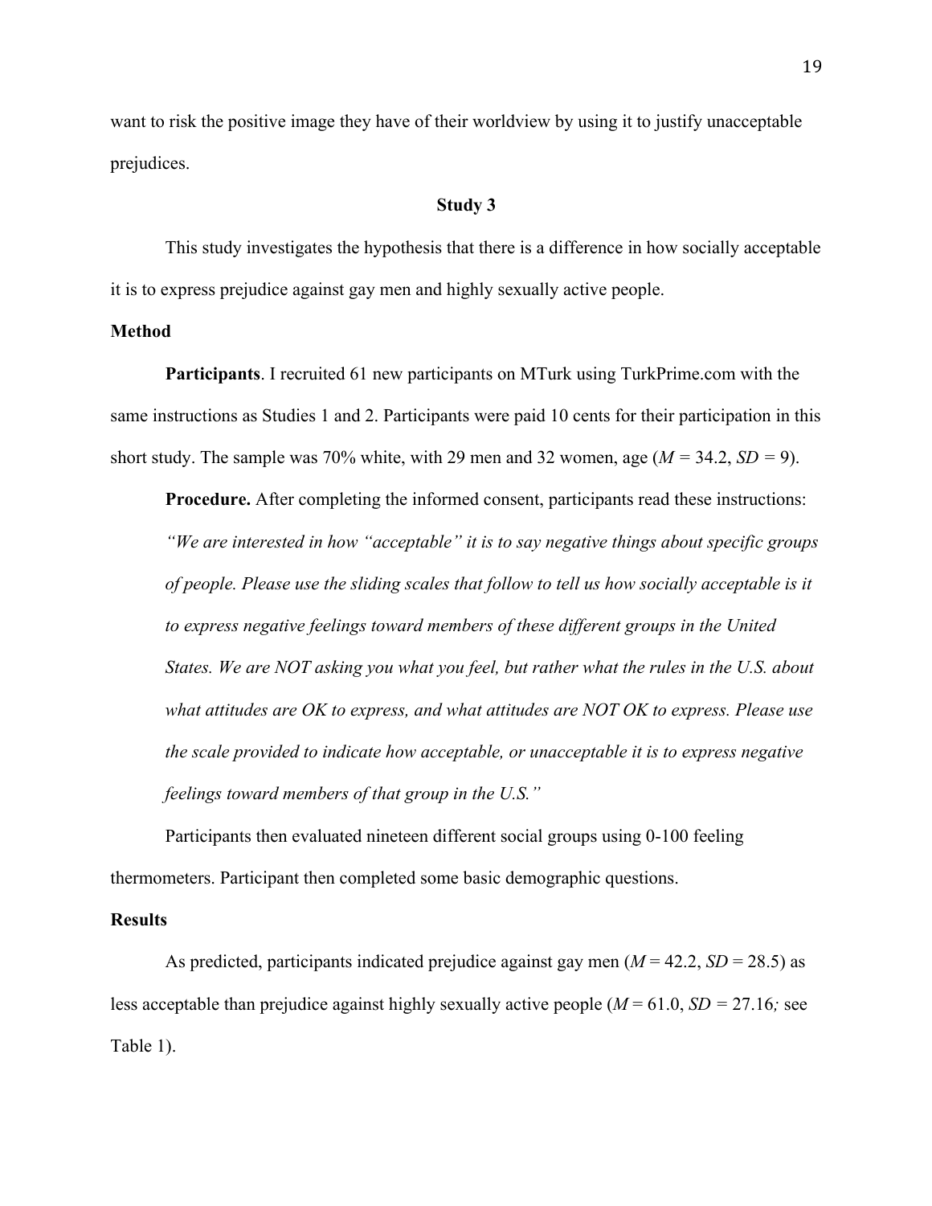want to risk the positive image they have of their worldview by using it to justify unacceptable prejudices.

## Study 3

This study investigates the hypothesis that there is a difference in how socially acceptable it is to express prejudice against gay men and highly sexually active people.

### Method

**Participants**. I recruited 61 new participants on MTurk using TurkPrime.com with the same instructions as Studies 1 and 2. Participants were paid 10 cents for their participation in this short study. The sample was 70% white, with 29 men and 32 women, age ($M$ = 34.2, $SD$ = 9).

**Procedure.** After completing the informed consent, participants read these instructions: *"We are interested in how "acceptable" it is to say negative things about specific groups of people. Please use the sliding scales that follow to tell us how socially acceptable is it to express negative feelings toward members of these different groups in the United States. We are NOT asking you what you feel, but rather what the rules in the U.S. about what attitudes are OK to express, and what attitudes are NOT OK to express. Please use the scale provided to indicate how acceptable, or unacceptable it is to express negative feelings toward members of that group in the U.S."*

Participants then evaluated nineteen different social groups using 0-100 feeling thermometers. Participant then completed some basic demographic questions.

### Results

As predicted, participants indicated prejudice against gay men ($M$ = 42.2, $SD$ = 28.5) as less acceptable than prejudice against highly sexually active people ($M$ = 61.0, $SD$ = 27.16*;* see Table 1).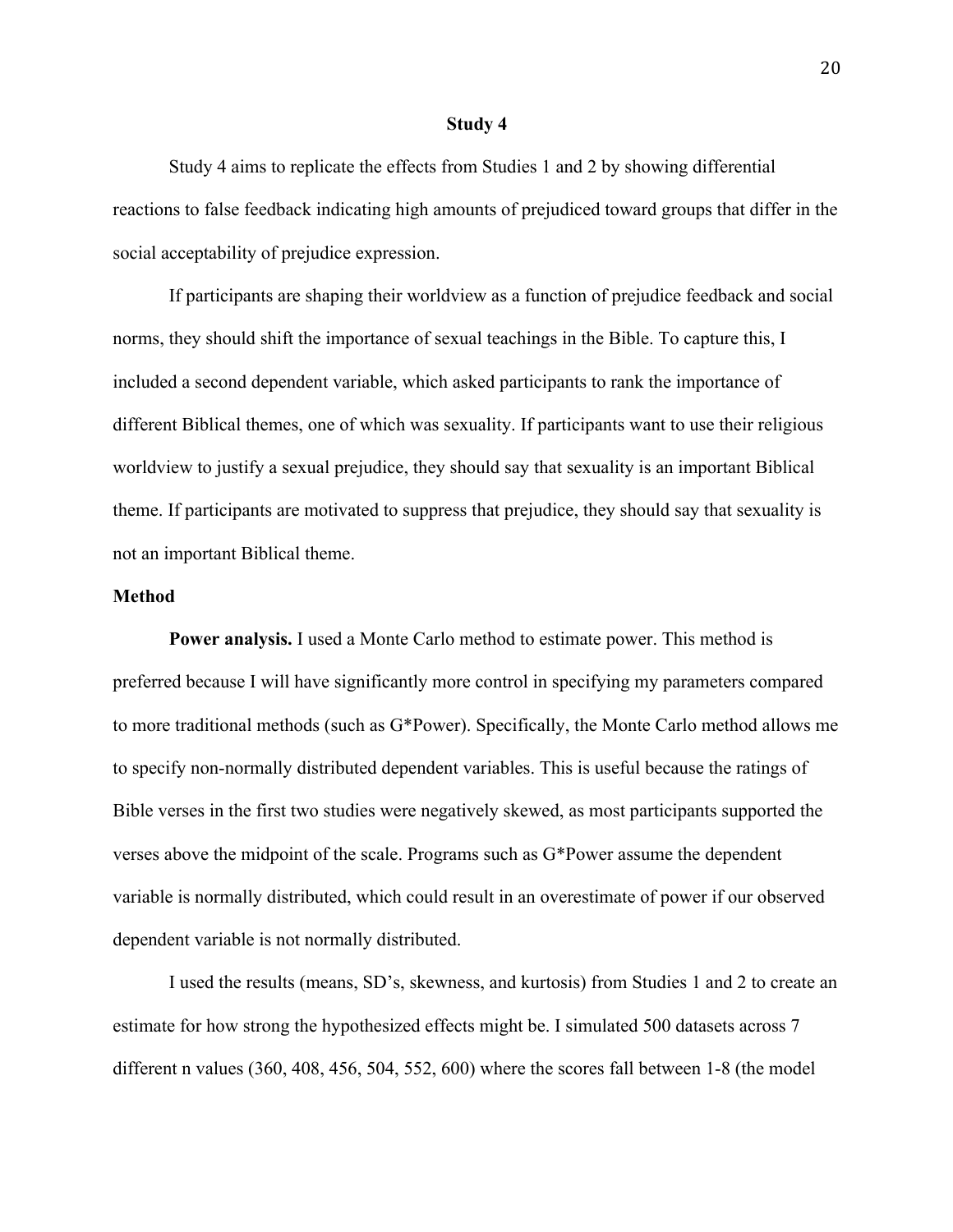## Study 4

Study 4 aims to replicate the effects from Studies 1 and 2 by showing differential reactions to false feedback indicating high amounts of prejudiced toward groups that differ in the social acceptability of prejudice expression.

If participants are shaping their worldview as a function of prejudice feedback and social norms, they should shift the importance of sexual teachings in the Bible. To capture this, I included a second dependent variable, which asked participants to rank the importance of different Biblical themes, one of which was sexuality. If participants want to use their religious worldview to justify a sexual prejudice, they should say that sexuality is an important Biblical theme. If participants are motivated to suppress that prejudice, they should say that sexuality is not an important Biblical theme.

### Method

**Power analysis.** I used a Monte Carlo method to estimate power. This method is preferred because I will have significantly more control in specifying my parameters compared to more traditional methods (such as G*Power). Specifically, the Monte Carlo method allows me to specify non-normally distributed dependent variables. This is useful because the ratings of Bible verses in the first two studies were negatively skewed, as most participants supported the verses above the midpoint of the scale. Programs such as G*Power assume the dependent variable is normally distributed, which could result in an overestimate of power if our observed dependent variable is not normally distributed.

I used the results (means, SD's, skewness, and kurtosis) from Studies 1 and 2 to create an estimate for how strong the hypothesized effects might be. I simulated 500 datasets across 7 different n values (360, 408, 456, 504, 552, 600) where the scores fall between 1-8 (the model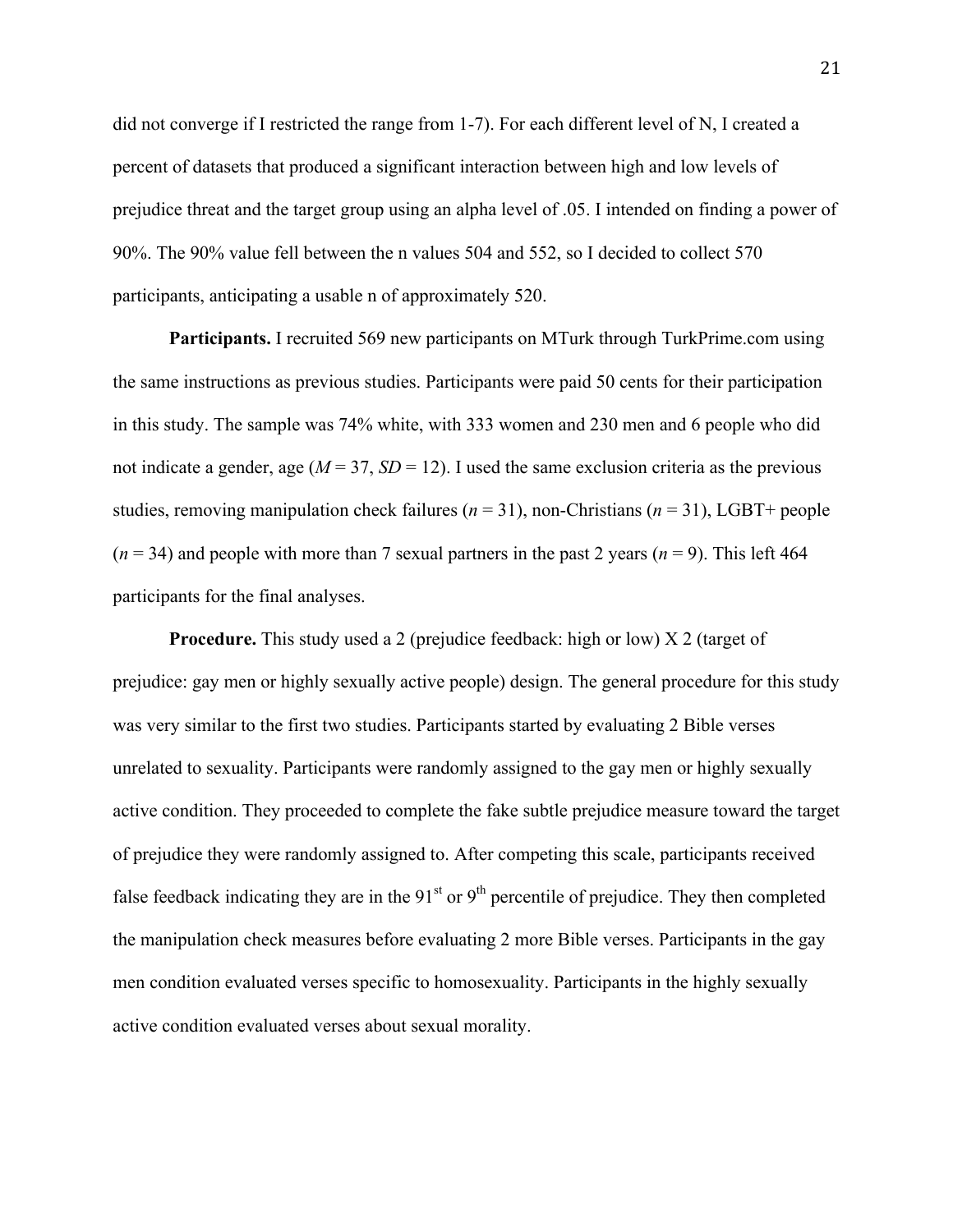did not converge if I restricted the range from 1-7). For each different level of N, I created a percent of datasets that produced a significant interaction between high and low levels of prejudice threat and the target group using an alpha level of .05. I intended on finding a power of 90%. The 90% value fell between the n values 504 and 552, so I decided to collect 570 participants, anticipating a usable n of approximately 520.

**Participants.** I recruited 569 new participants on MTurk through TurkPrime.com using the same instructions as previous studies. Participants were paid 50 cents for their participation in this study. The sample was 74% white, with 333 women and 230 men and 6 people who did not indicate a gender, age ($M$ = 37, $SD$ = 12). I used the same exclusion criteria as the previous studies, removing manipulation check failures ($n$ = 31), non-Christians ($n$ = 31), LGBT+ people ($n$ = 34) and people with more than 7 sexual partners in the past 2 years ($n$ = 9). This left 464 participants for the final analyses.

**Procedure.** This study used a 2 (prejudice feedback: high or low) X 2 (target of prejudice: gay men or highly sexually active people) design. The general procedure for this study was very similar to the first two studies. Participants started by evaluating 2 Bible verses unrelated to sexuality. Participants were randomly assigned to the gay men or highly sexually active condition. They proceeded to complete the fake subtle prejudice measure toward the target of prejudice they were randomly assigned to. After competing this scale, participants received false feedback indicating they are in the 91$^{st}$ or 9$^{th}$ percentile of prejudice. They then completed the manipulation check measures before evaluating 2 more Bible verses. Participants in the gay men condition evaluated verses specific to homosexuality. Participants in the highly sexually active condition evaluated verses about sexual morality.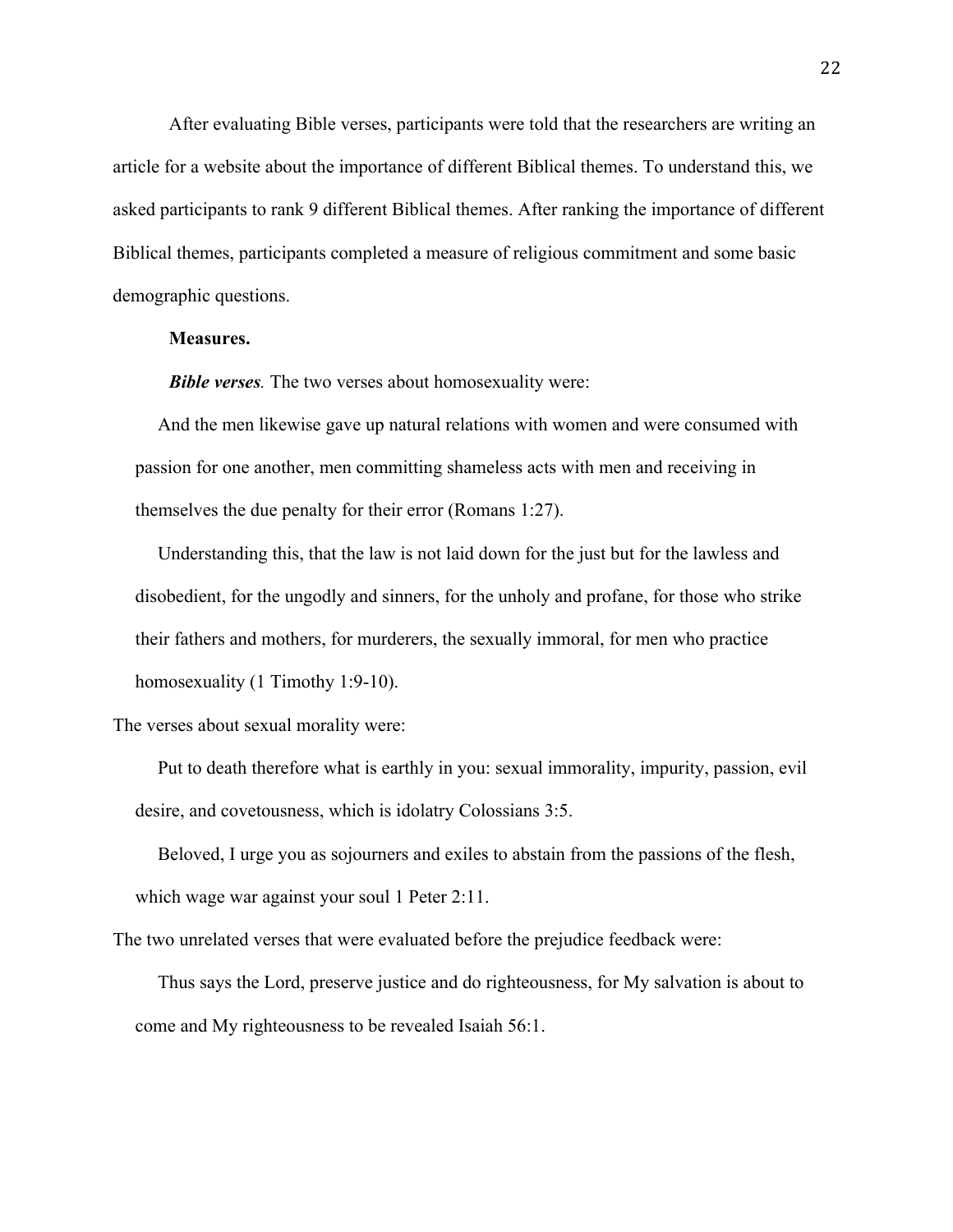After evaluating Bible verses, participants were told that the researchers are writing an article for a website about the importance of different Biblical themes. To understand this, we asked participants to rank 9 different Biblical themes. After ranking the importance of different Biblical themes, participants completed a measure of religious commitment and some basic demographic questions.

**Measures.**

***Bible verses.*** The two verses about homosexuality were:

> And the men likewise gave up natural relations with women and were consumed with passion for one another, men committing shameless acts with men and receiving in themselves the due penalty for their error (Romans 1:27).
>
> Understanding this, that the law is not laid down for the just but for the lawless and disobedient, for the ungodly and sinners, for the unholy and profane, for those who strike their fathers and mothers, for murderers, the sexually immoral, for men who practice homosexuality (1 Timothy 1:9-10).

The verses about sexual morality were:

> Put to death therefore what is earthly in you: sexual immorality, impurity, passion, evil desire, and covetousness, which is idolatry Colossians 3:5.
>
> Beloved, I urge you as sojourners and exiles to abstain from the passions of the flesh, which wage war against your soul 1 Peter 2:11.

The two unrelated verses that were evaluated before the prejudice feedback were:

> Thus says the Lord, preserve justice and do righteousness, for My salvation is about to come and My righteousness to be revealed Isaiah 56:1.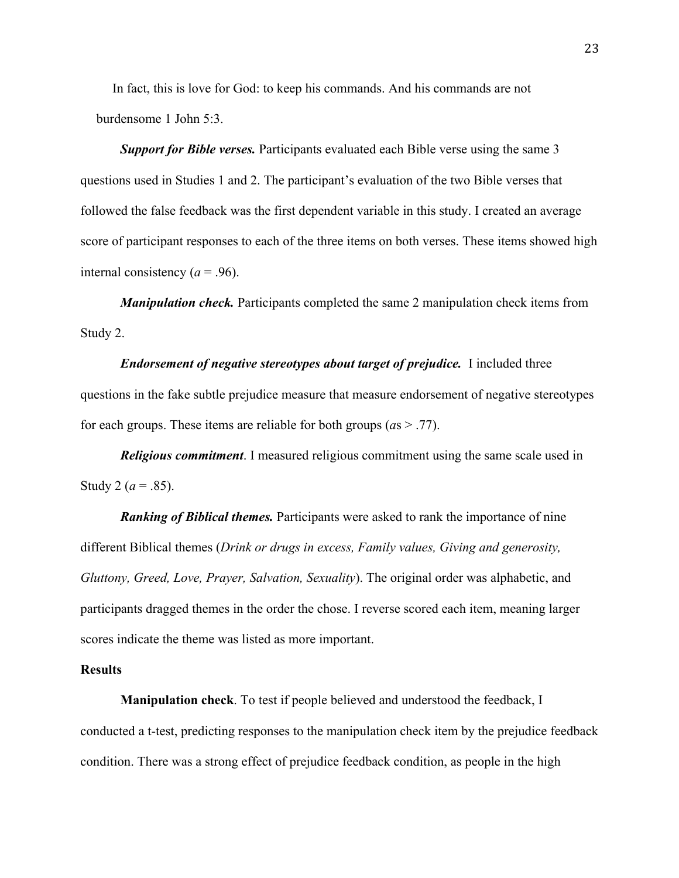In fact, this is love for God: to keep his commands. And his commands are not burdensome 1 John 5:3.

***Support for Bible verses.*** Participants evaluated each Bible verse using the same 3 questions used in Studies 1 and 2. The participant's evaluation of the two Bible verses that followed the false feedback was the first dependent variable in this study. I created an average score of participant responses to each of the three items on both verses. These items showed high internal consistency ($a$ = .96).

***Manipulation check.*** Participants completed the same 2 manipulation check items from Study 2.

***Endorsement of negative stereotypes about target of prejudice.*** I included three questions in the fake subtle prejudice measure that measure endorsement of negative stereotypes for each groups. These items are reliable for both groups ($a$s > .77).

***Religious commitment***. I measured religious commitment using the same scale used in Study 2 ($a$ = .85).

***Ranking of Biblical themes.*** Participants were asked to rank the importance of nine different Biblical themes (*Drink or drugs in excess, Family values, Giving and generosity, Gluttony, Greed, Love, Prayer, Salvation, Sexuality*). The original order was alphabetic, and participants dragged themes in the order the chose. I reverse scored each item, meaning larger scores indicate the theme was listed as more important.

**Results**

**Manipulation check**. To test if people believed and understood the feedback, I conducted a t-test, predicting responses to the manipulation check item by the prejudice feedback condition. There was a strong effect of prejudice feedback condition, as people in the high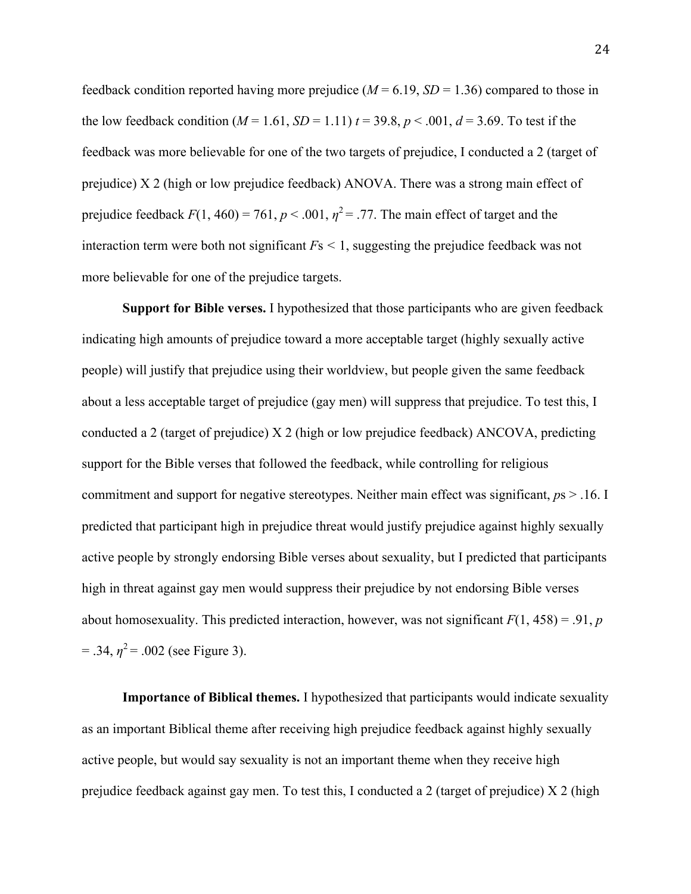feedback condition reported having more prejudice ($M = 6.19$, $SD = 1.36$) compared to those in the low feedback condition ($M = 1.61$, $SD = 1.11$) $t = 39.8$, $p < .001$, $d = 3.69$. To test if the feedback was more believable for one of the two targets of prejudice, I conducted a 2 (target of prejudice) X 2 (high or low prejudice feedback) ANOVA. There was a strong main effect of prejudice feedback $F(1, 460) = 761$, $p < .001$, $\eta^2 = .77$. The main effect of target and the interaction term were both not significant $F$s < 1, suggesting the prejudice feedback was not more believable for one of the prejudice targets.

**Support for Bible verses.** I hypothesized that those participants who are given feedback indicating high amounts of prejudice toward a more acceptable target (highly sexually active people) will justify that prejudice using their worldview, but people given the same feedback about a less acceptable target of prejudice (gay men) will suppress that prejudice. To test this, I conducted a 2 (target of prejudice) X 2 (high or low prejudice feedback) ANCOVA, predicting support for the Bible verses that followed the feedback, while controlling for religious commitment and support for negative stereotypes. Neither main effect was significant, $p$s > .16. I predicted that participant high in prejudice threat would justify prejudice against highly sexually active people by strongly endorsing Bible verses about sexuality, but I predicted that participants high in threat against gay men would suppress their prejudice by not endorsing Bible verses about homosexuality. This predicted interaction, however, was not significant $F(1, 458) = .91$, $p = .34$, $\eta^2 = .002$ (see Figure 3).

**Importance of Biblical themes.** I hypothesized that participants would indicate sexuality as an important Biblical theme after receiving high prejudice feedback against highly sexually active people, but would say sexuality is not an important theme when they receive high prejudice feedback against gay men. To test this, I conducted a 2 (target of prejudice) X 2 (high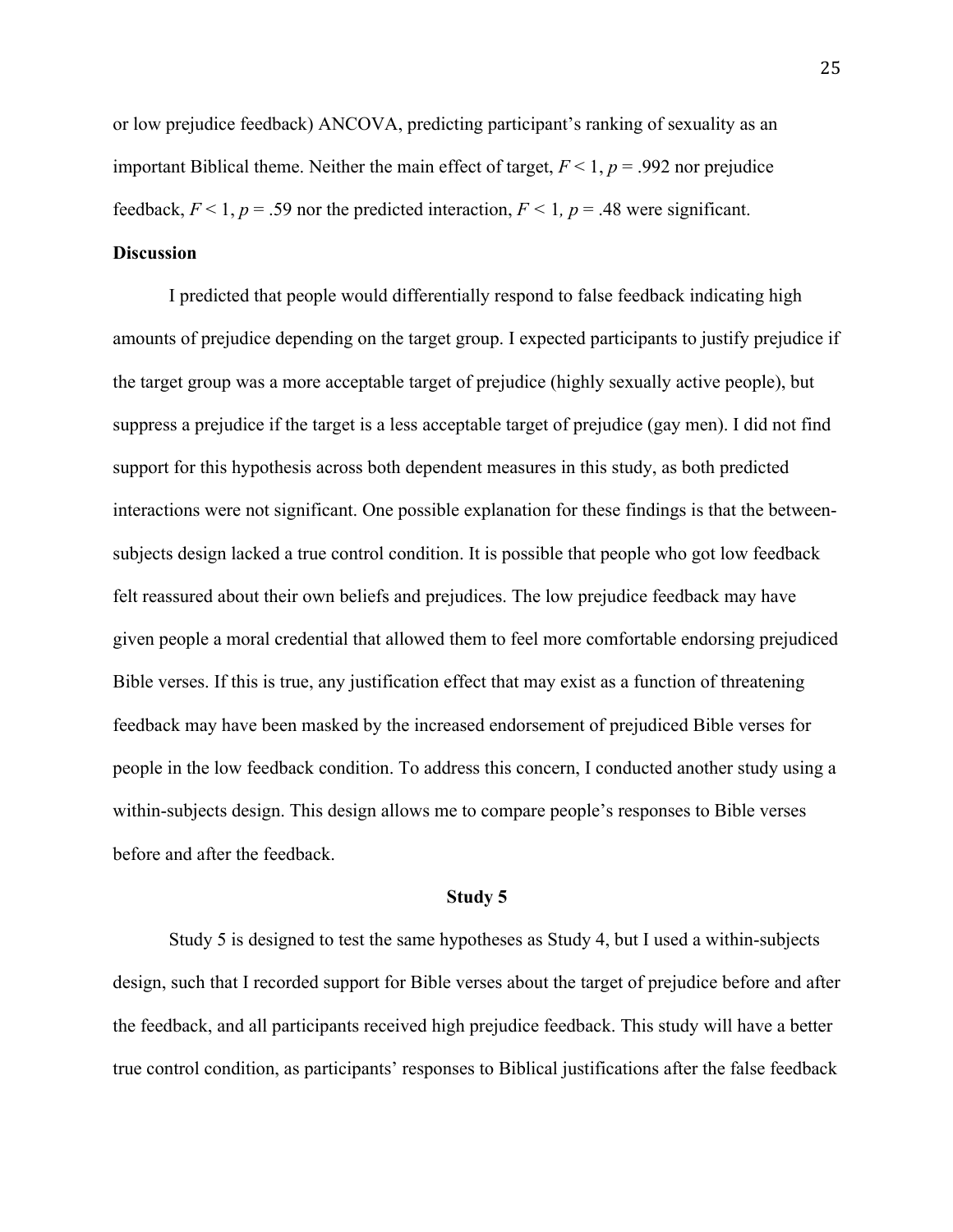or low prejudice feedback) ANCOVA, predicting participant's ranking of sexuality as an important Biblical theme. Neither the main effect of target, $F < 1$, $p = .992$ nor prejudice feedback, $F < 1$, $p = .59$ nor the predicted interaction, $F < 1$, $p = .48$ were significant.

### Discussion

I predicted that people would differentially respond to false feedback indicating high amounts of prejudice depending on the target group. I expected participants to justify prejudice if the target group was a more acceptable target of prejudice (highly sexually active people), but suppress a prejudice if the target is a less acceptable target of prejudice (gay men). I did not find support for this hypothesis across both dependent measures in this study, as both predicted interactions were not significant. One possible explanation for these findings is that the between-subjects design lacked a true control condition. It is possible that people who got low feedback felt reassured about their own beliefs and prejudices. The low prejudice feedback may have given people a moral credential that allowed them to feel more comfortable endorsing prejudiced Bible verses. If this is true, any justification effect that may exist as a function of threatening feedback may have been masked by the increased endorsement of prejudiced Bible verses for people in the low feedback condition. To address this concern, I conducted another study using a within-subjects design. This design allows me to compare people's responses to Bible verses before and after the feedback.

## Study 5

Study 5 is designed to test the same hypotheses as Study 4, but I used a within-subjects design, such that I recorded support for Bible verses about the target of prejudice before and after the feedback, and all participants received high prejudice feedback. This study will have a better true control condition, as participants' responses to Biblical justifications after the false feedback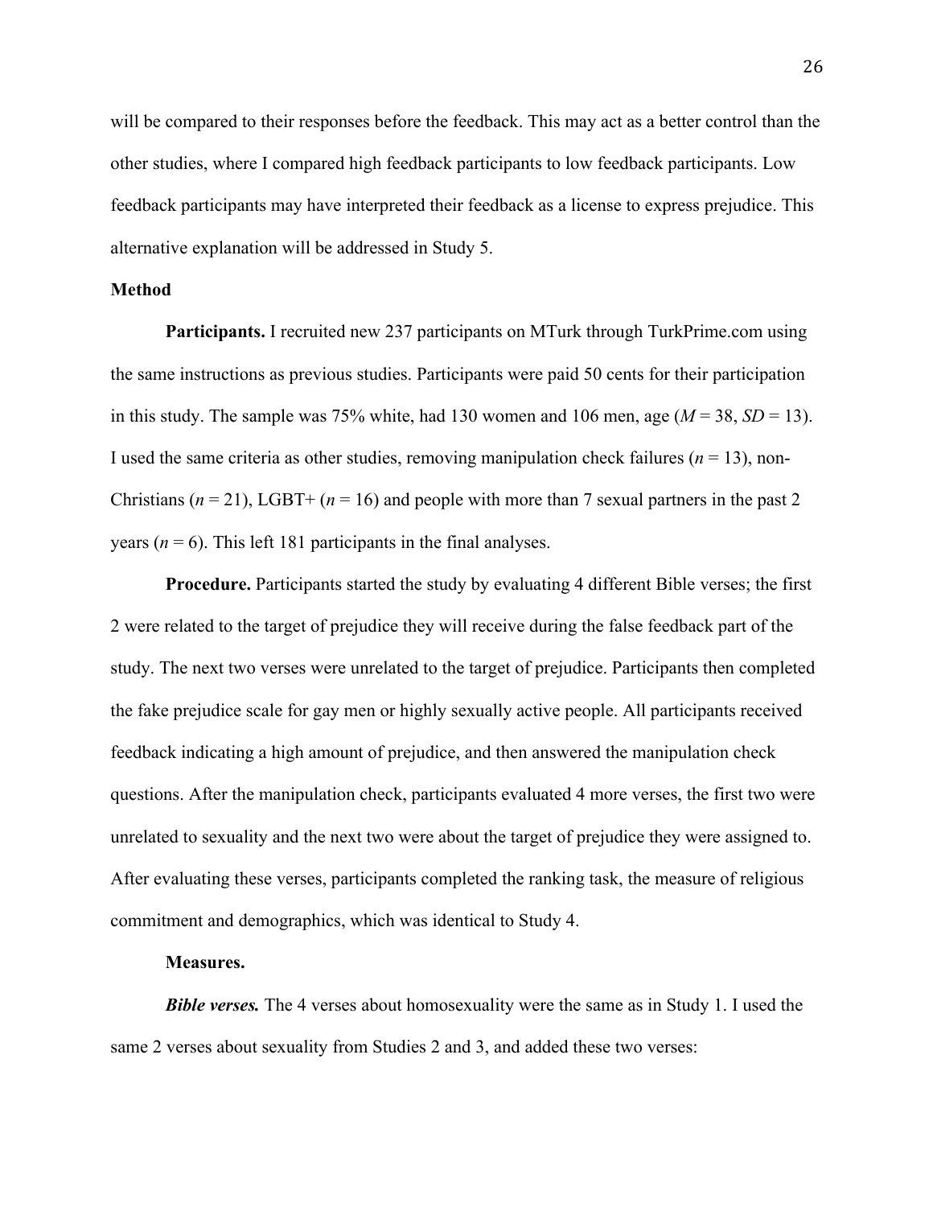will be compared to their responses before the feedback. This may act as a better control than the other studies, where I compared high feedback participants to low feedback participants. Low feedback participants may have interpreted their feedback as a license to express prejudice. This alternative explanation will be addressed in Study 5.

**Method**

**Participants.** I recruited new 237 participants on MTurk through TurkPrime.com using the same instructions as previous studies. Participants were paid 50 cents for their participation in this study. The sample was 75% white, had 130 women and 106 men, age ($M$ = 38, $SD$ = 13). I used the same criteria as other studies, removing manipulation check failures ($n$ = 13), non-Christians ($n$ = 21), LGBT+ ($n$ = 16) and people with more than 7 sexual partners in the past 2 years ($n$ = 6). This left 181 participants in the final analyses.

**Procedure.** Participants started the study by evaluating 4 different Bible verses; the first 2 were related to the target of prejudice they will receive during the false feedback part of the study. The next two verses were unrelated to the target of prejudice. Participants then completed the fake prejudice scale for gay men or highly sexually active people. All participants received feedback indicating a high amount of prejudice, and then answered the manipulation check questions. After the manipulation check, participants evaluated 4 more verses, the first two were unrelated to sexuality and the next two were about the target of prejudice they were assigned to. After evaluating these verses, participants completed the ranking task, the measure of religious commitment and demographics, which was identical to Study 4.

**Measures.**

***Bible verses.*** The 4 verses about homosexuality were the same as in Study 1. I used the same 2 verses about sexuality from Studies 2 and 3, and added these two verses: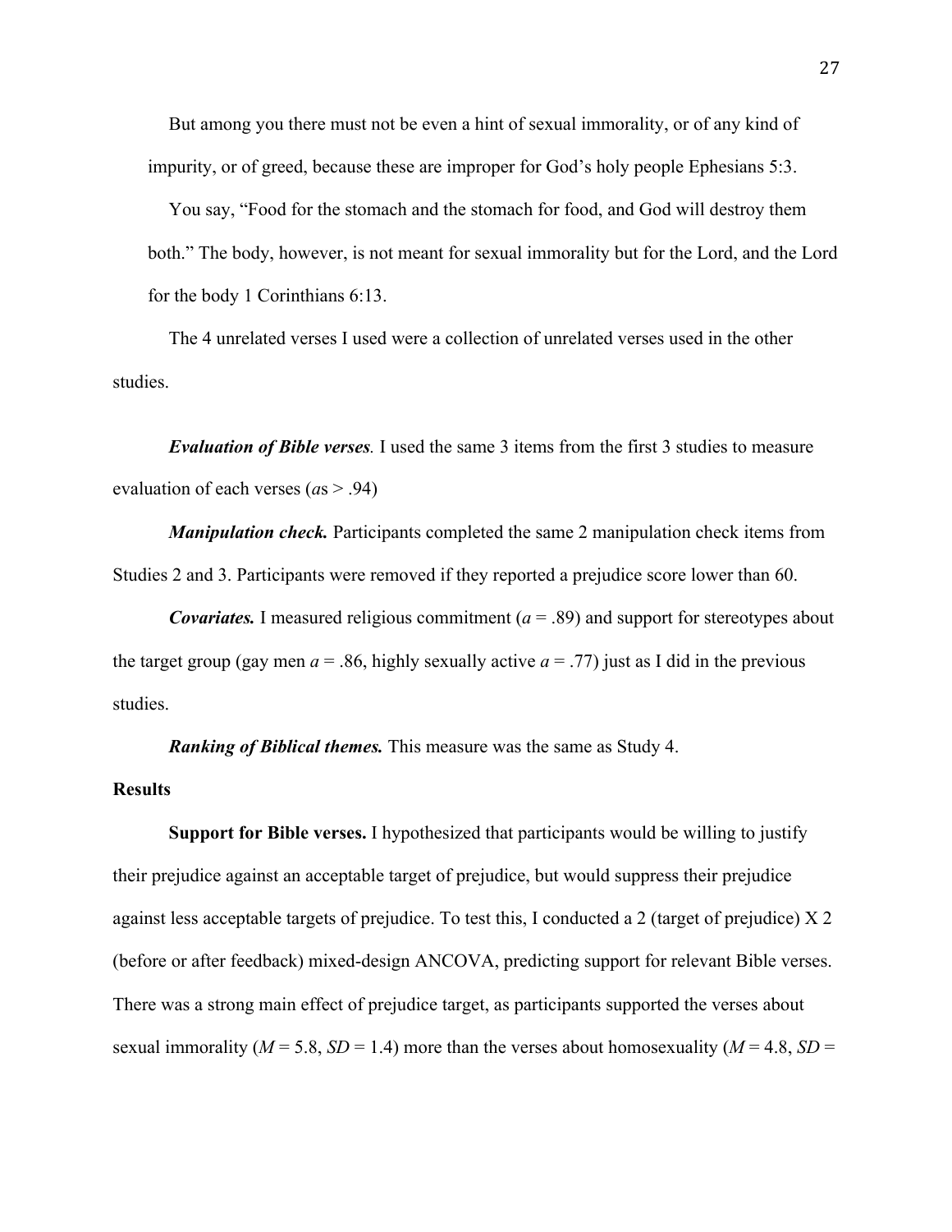But among you there must not be even a hint of sexual immorality, or of any kind of impurity, or of greed, because these are improper for God's holy people Ephesians 5:3.

You say, "Food for the stomach and the stomach for food, and God will destroy them both." The body, however, is not meant for sexual immorality but for the Lord, and the Lord for the body 1 Corinthians 6:13.

The 4 unrelated verses I used were a collection of unrelated verses used in the other studies.

***Evaluation of Bible verses***. I used the same 3 items from the first 3 studies to measure evaluation of each verses (*a*s > .94)

***Manipulation check.*** Participants completed the same 2 manipulation check items from Studies 2 and 3. Participants were removed if they reported a prejudice score lower than 60.

***Covariates.*** I measured religious commitment (*a* = .89) and support for stereotypes about the target group (gay men *a* = .86, highly sexually active *a* = .77) just as I did in the previous studies.

***Ranking of Biblical themes.*** This measure was the same as Study 4.

**Results**

**Support for Bible verses.** I hypothesized that participants would be willing to justify their prejudice against an acceptable target of prejudice, but would suppress their prejudice against less acceptable targets of prejudice. To test this, I conducted a 2 (target of prejudice) X 2 (before or after feedback) mixed-design ANCOVA, predicting support for relevant Bible verses. There was a strong main effect of prejudice target, as participants supported the verses about sexual immorality ($M$ = 5.8, $SD$ = 1.4) more than the verses about homosexuality ($M$ = 4.8, $SD$ =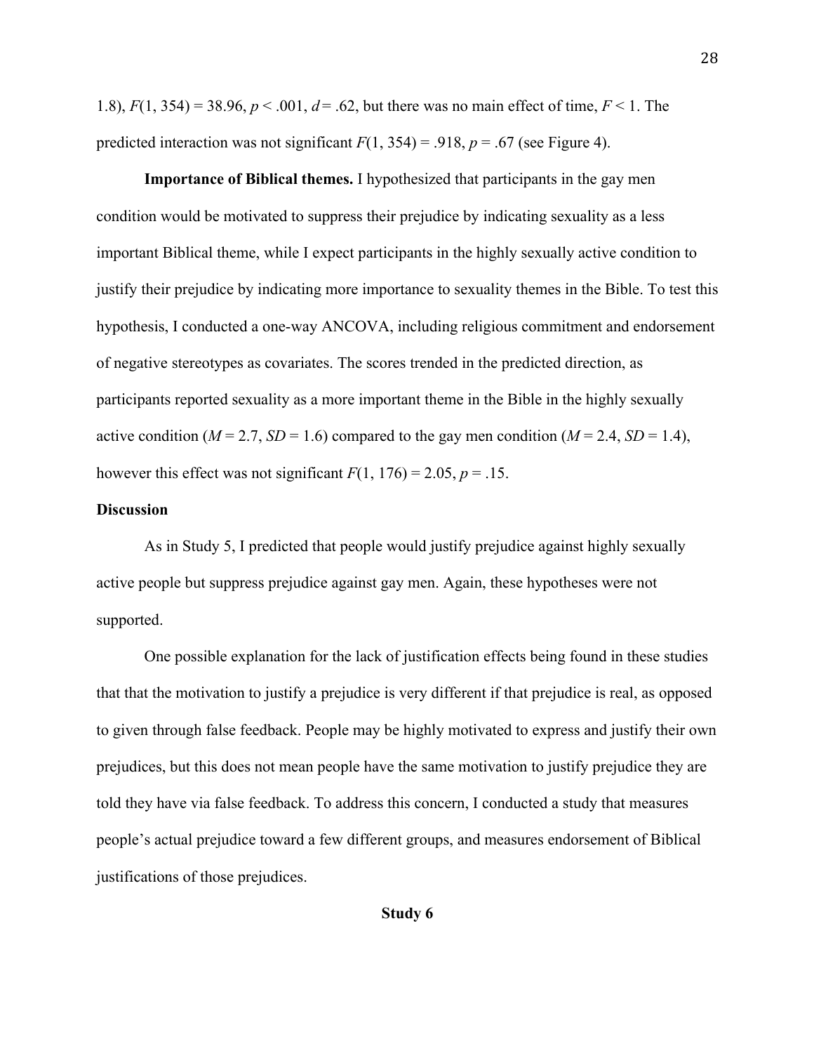1.8), $F(1, 354) = 38.96$, $p < .001$, $d = .62$, but there was no main effect of time, $F < 1$. The predicted interaction was not significant $F(1, 354) = .918$, $p = .67$ (see Figure 4).

**Importance of Biblical themes.** I hypothesized that participants in the gay men condition would be motivated to suppress their prejudice by indicating sexuality as a less important Biblical theme, while I expect participants in the highly sexually active condition to justify their prejudice by indicating more importance to sexuality themes in the Bible. To test this hypothesis, I conducted a one-way ANCOVA, including religious commitment and endorsement of negative stereotypes as covariates. The scores trended in the predicted direction, as participants reported sexuality as a more important theme in the Bible in the highly sexually active condition ($M = 2.7$, $SD = 1.6$) compared to the gay men condition ($M = 2.4$, $SD = 1.4$), however this effect was not significant $F(1, 176) = 2.05$, $p = .15$.

**Discussion**

As in Study 5, I predicted that people would justify prejudice against highly sexually active people but suppress prejudice against gay men. Again, these hypotheses were not supported.

One possible explanation for the lack of justification effects being found in these studies that that the motivation to justify a prejudice is very different if that prejudice is real, as opposed to given through false feedback. People may be highly motivated to express and justify their own prejudices, but this does not mean people have the same motivation to justify prejudice they are told they have via false feedback. To address this concern, I conducted a study that measures people's actual prejudice toward a few different groups, and measures endorsement of Biblical justifications of those prejudices.

**Study 6**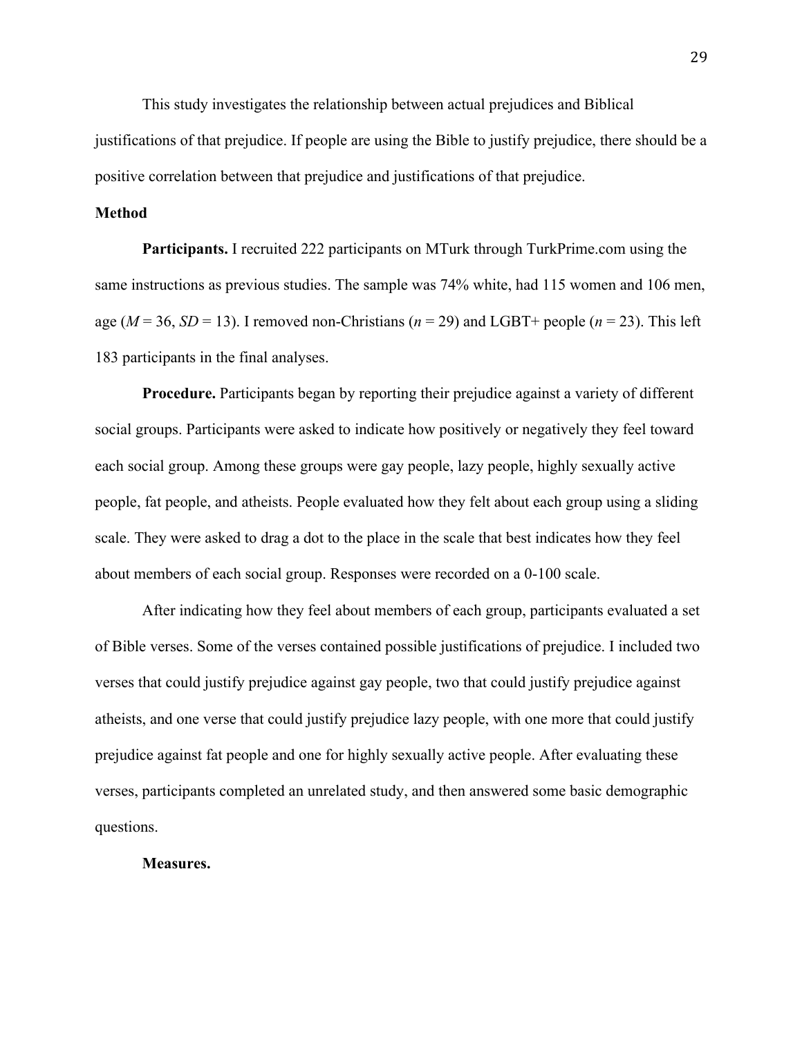This study investigates the relationship between actual prejudices and Biblical justifications of that prejudice. If people are using the Bible to justify prejudice, there should be a positive correlation between that prejudice and justifications of that prejudice.

**Method**

**Participants.** I recruited 222 participants on MTurk through TurkPrime.com using the same instructions as previous studies. The sample was 74% white, had 115 women and 106 men, age (*M* = 36, *SD* = 13). I removed non-Christians (*n* = 29) and LGBT+ people (*n* = 23). This left 183 participants in the final analyses.

**Procedure.** Participants began by reporting their prejudice against a variety of different social groups. Participants were asked to indicate how positively or negatively they feel toward each social group. Among these groups were gay people, lazy people, highly sexually active people, fat people, and atheists. People evaluated how they felt about each group using a sliding scale. They were asked to drag a dot to the place in the scale that best indicates how they feel about members of each social group. Responses were recorded on a 0-100 scale.

After indicating how they feel about members of each group, participants evaluated a set of Bible verses. Some of the verses contained possible justifications of prejudice. I included two verses that could justify prejudice against gay people, two that could justify prejudice against atheists, and one verse that could justify prejudice lazy people, with one more that could justify prejudice against fat people and one for highly sexually active people. After evaluating these verses, participants completed an unrelated study, and then answered some basic demographic questions.

**Measures.**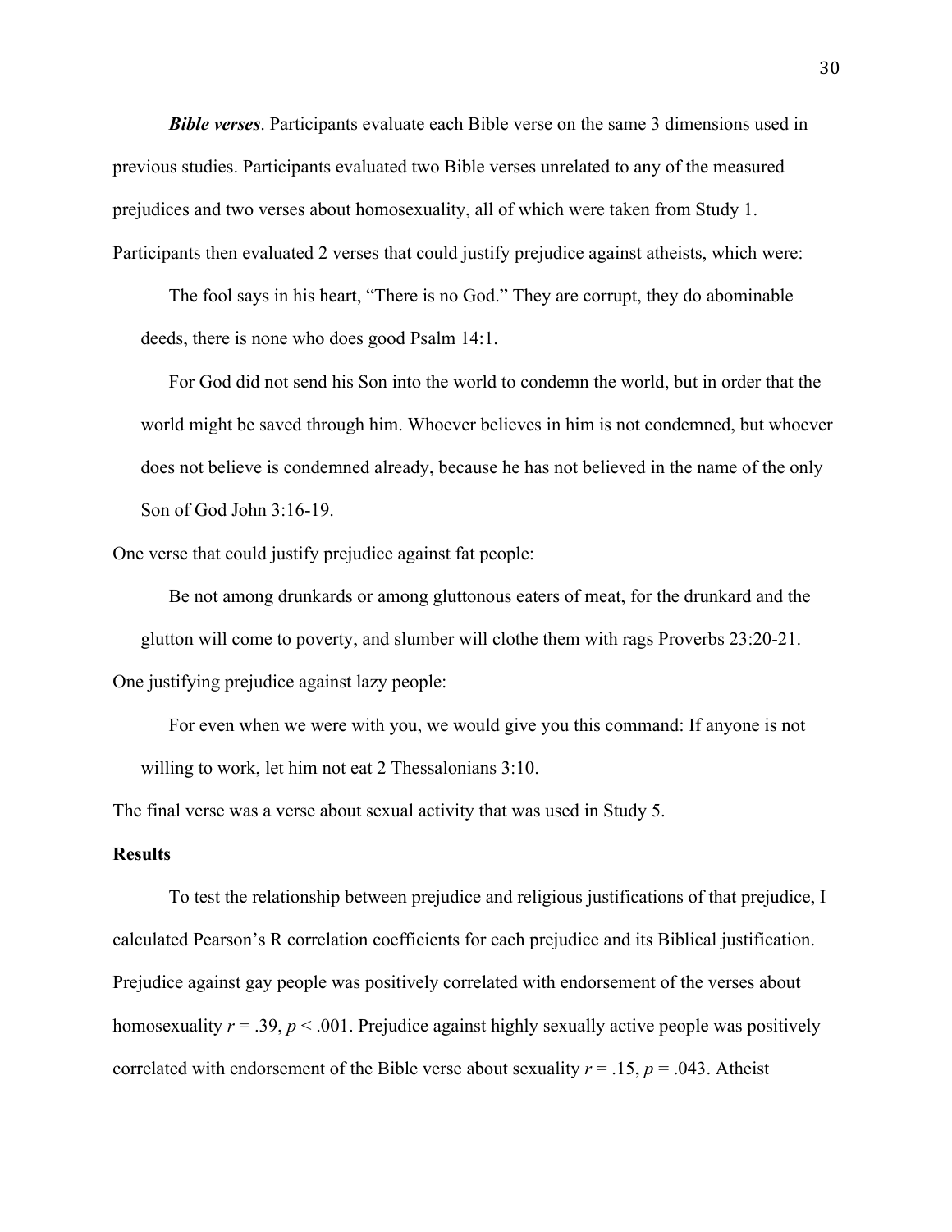***Bible verses***. Participants evaluate each Bible verse on the same 3 dimensions used in previous studies. Participants evaluated two Bible verses unrelated to any of the measured prejudices and two verses about homosexuality, all of which were taken from Study 1. Participants then evaluated 2 verses that could justify prejudice against atheists, which were:

> The fool says in his heart, "There is no God." They are corrupt, they do abominable deeds, there is none who does good Psalm 14:1.
>
> For God did not send his Son into the world to condemn the world, but in order that the world might be saved through him. Whoever believes in him is not condemned, but whoever does not believe is condemned already, because he has not believed in the name of the only Son of God John 3:16-19.

One verse that could justify prejudice against fat people:

> Be not among drunkards or among gluttonous eaters of meat, for the drunkard and the glutton will come to poverty, and slumber will clothe them with rags Proverbs 23:20-21.

One justifying prejudice against lazy people:

> For even when we were with you, we would give you this command: If anyone is not willing to work, let him not eat 2 Thessalonians 3:10.

The final verse was a verse about sexual activity that was used in Study 5.

**Results**

To test the relationship between prejudice and religious justifications of that prejudice, I calculated Pearson's R correlation coefficients for each prejudice and its Biblical justification. Prejudice against gay people was positively correlated with endorsement of the verses about homosexuality $r = .39$, $p < .001$. Prejudice against highly sexually active people was positively correlated with endorsement of the Bible verse about sexuality $r = .15$, $p = .043$. Atheist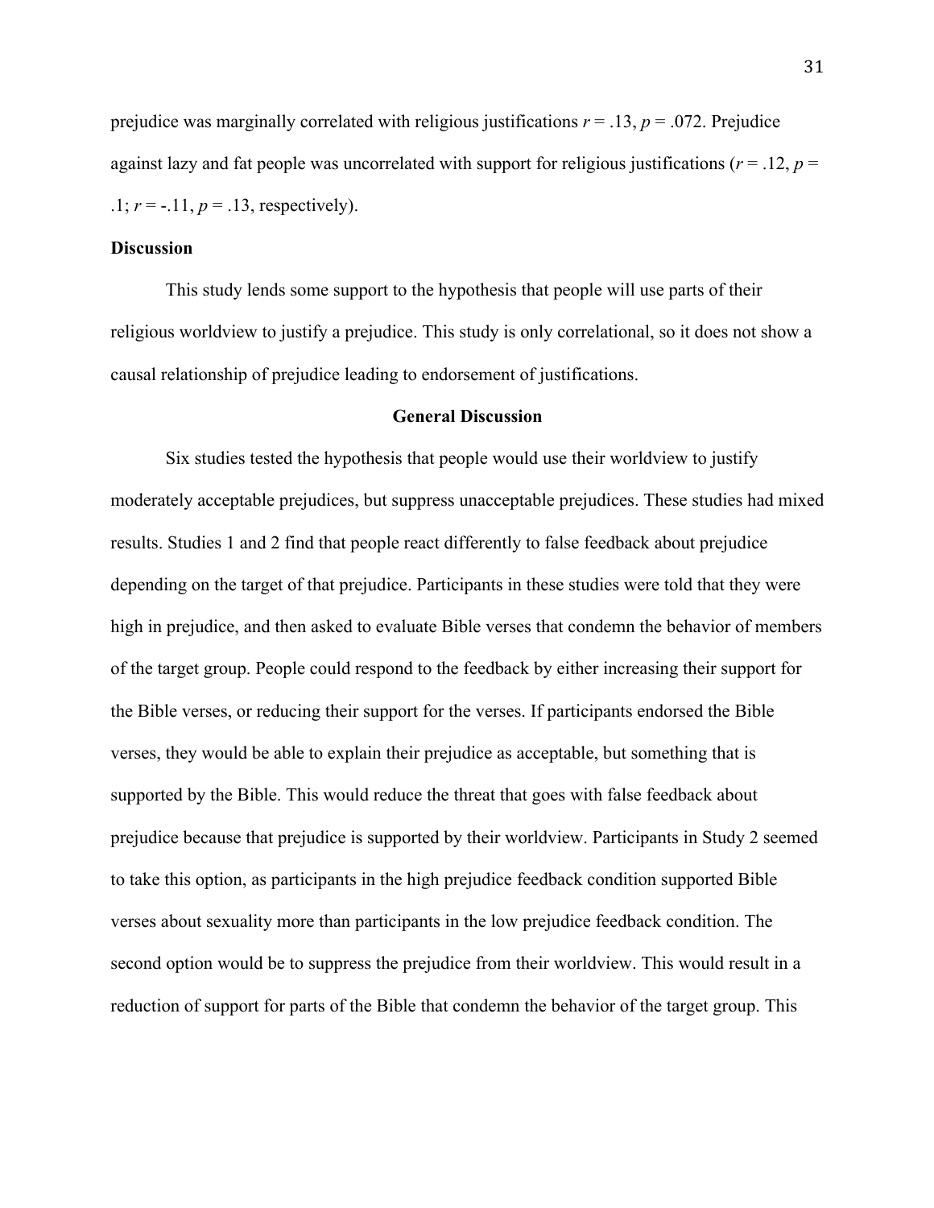prejudice was marginally correlated with religious justifications $r = .13$, $p = .072$. Prejudice against lazy and fat people was uncorrelated with support for religious justifications ($r = .12$, $p = .1$; $r = -.11$, $p = .13$, respectively).

**Discussion**

This study lends some support to the hypothesis that people will use parts of their religious worldview to justify a prejudice. This study is only correlational, so it does not show a causal relationship of prejudice leading to endorsement of justifications.

## General Discussion

Six studies tested the hypothesis that people would use their worldview to justify moderately acceptable prejudices, but suppress unacceptable prejudices. These studies had mixed results. Studies 1 and 2 find that people react differently to false feedback about prejudice depending on the target of that prejudice. Participants in these studies were told that they were high in prejudice, and then asked to evaluate Bible verses that condemn the behavior of members of the target group. People could respond to the feedback by either increasing their support for the Bible verses, or reducing their support for the verses. If participants endorsed the Bible verses, they would be able to explain their prejudice as acceptable, but something that is supported by the Bible. This would reduce the threat that goes with false feedback about prejudice because that prejudice is supported by their worldview. Participants in Study 2 seemed to take this option, as participants in the high prejudice feedback condition supported Bible verses about sexuality more than participants in the low prejudice feedback condition. The second option would be to suppress the prejudice from their worldview. This would result in a reduction of support for parts of the Bible that condemn the behavior of the target group. This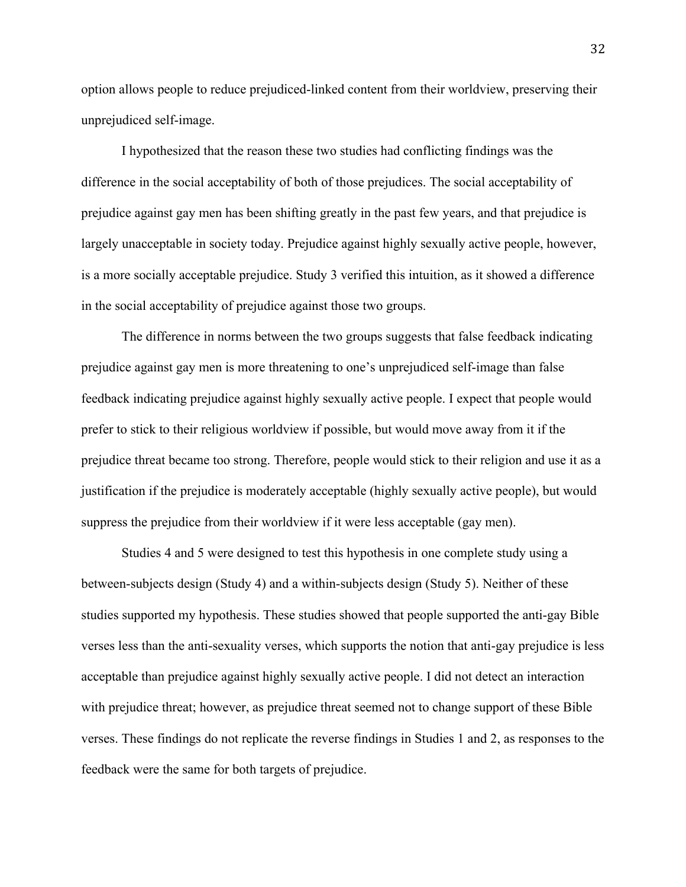option allows people to reduce prejudiced-linked content from their worldview, preserving their unprejudiced self-image.

I hypothesized that the reason these two studies had conflicting findings was the difference in the social acceptability of both of those prejudices. The social acceptability of prejudice against gay men has been shifting greatly in the past few years, and that prejudice is largely unacceptable in society today. Prejudice against highly sexually active people, however, is a more socially acceptable prejudice. Study 3 verified this intuition, as it showed a difference in the social acceptability of prejudice against those two groups.

The difference in norms between the two groups suggests that false feedback indicating prejudice against gay men is more threatening to one's unprejudiced self-image than false feedback indicating prejudice against highly sexually active people. I expect that people would prefer to stick to their religious worldview if possible, but would move away from it if the prejudice threat became too strong. Therefore, people would stick to their religion and use it as a justification if the prejudice is moderately acceptable (highly sexually active people), but would suppress the prejudice from their worldview if it were less acceptable (gay men).

Studies 4 and 5 were designed to test this hypothesis in one complete study using a between-subjects design (Study 4) and a within-subjects design (Study 5). Neither of these studies supported my hypothesis. These studies showed that people supported the anti-gay Bible verses less than the anti-sexuality verses, which supports the notion that anti-gay prejudice is less acceptable than prejudice against highly sexually active people. I did not detect an interaction with prejudice threat; however, as prejudice threat seemed not to change support of these Bible verses. These findings do not replicate the reverse findings in Studies 1 and 2, as responses to the feedback were the same for both targets of prejudice.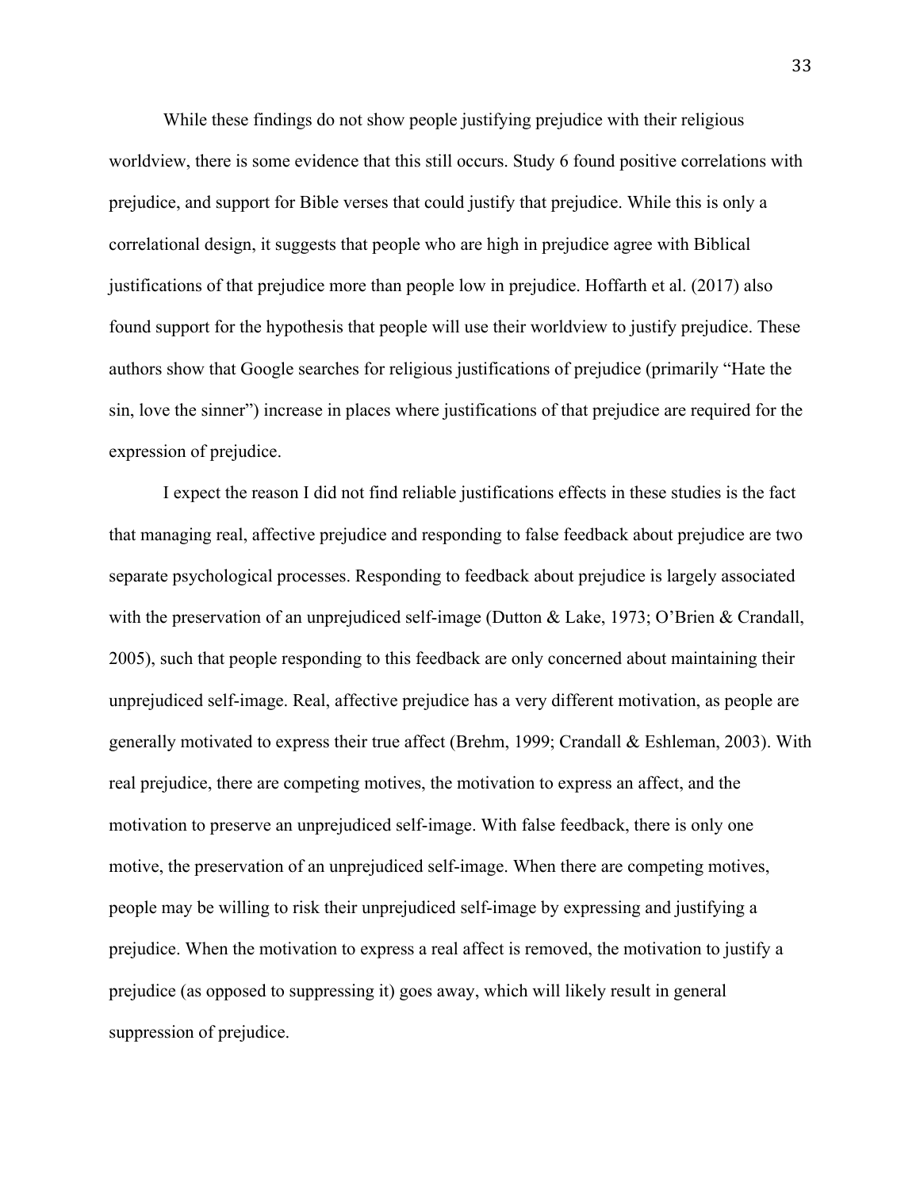While these findings do not show people justifying prejudice with their religious worldview, there is some evidence that this still occurs. Study 6 found positive correlations with prejudice, and support for Bible verses that could justify that prejudice. While this is only a correlational design, it suggests that people who are high in prejudice agree with Biblical justifications of that prejudice more than people low in prejudice. Hoffarth et al. (2017) also found support for the hypothesis that people will use their worldview to justify prejudice. These authors show that Google searches for religious justifications of prejudice (primarily "Hate the sin, love the sinner") increase in places where justifications of that prejudice are required for the expression of prejudice.

I expect the reason I did not find reliable justifications effects in these studies is the fact that managing real, affective prejudice and responding to false feedback about prejudice are two separate psychological processes. Responding to feedback about prejudice is largely associated with the preservation of an unprejudiced self-image (Dutton & Lake, 1973; O'Brien & Crandall, 2005), such that people responding to this feedback are only concerned about maintaining their unprejudiced self-image. Real, affective prejudice has a very different motivation, as people are generally motivated to express their true affect (Brehm, 1999; Crandall & Eshleman, 2003). With real prejudice, there are competing motives, the motivation to express an affect, and the motivation to preserve an unprejudiced self-image. With false feedback, there is only one motive, the preservation of an unprejudiced self-image. When there are competing motives, people may be willing to risk their unprejudiced self-image by expressing and justifying a prejudice. When the motivation to express a real affect is removed, the motivation to justify a prejudice (as opposed to suppressing it) goes away, which will likely result in general suppression of prejudice.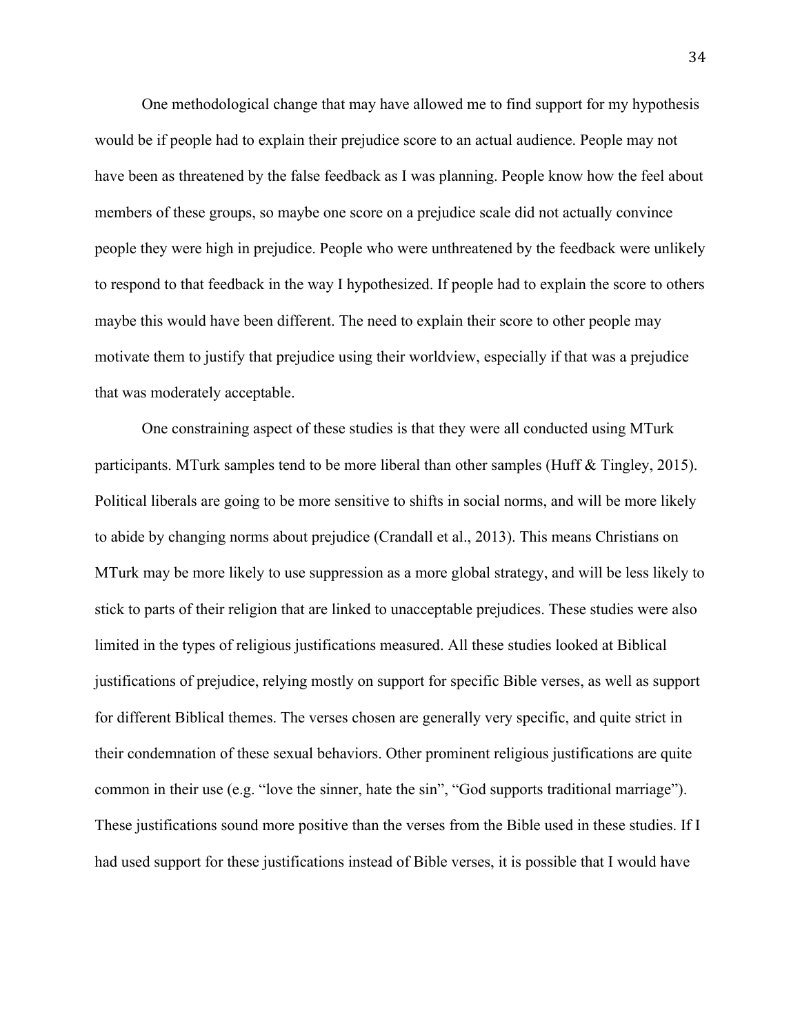One methodological change that may have allowed me to find support for my hypothesis would be if people had to explain their prejudice score to an actual audience. People may not have been as threatened by the false feedback as I was planning. People know how the feel about members of these groups, so maybe one score on a prejudice scale did not actually convince people they were high in prejudice. People who were unthreatened by the feedback were unlikely to respond to that feedback in the way I hypothesized. If people had to explain the score to others maybe this would have been different. The need to explain their score to other people may motivate them to justify that prejudice using their worldview, especially if that was a prejudice that was moderately acceptable.

One constraining aspect of these studies is that they were all conducted using MTurk participants. MTurk samples tend to be more liberal than other samples (Huff & Tingley, 2015). Political liberals are going to be more sensitive to shifts in social norms, and will be more likely to abide by changing norms about prejudice (Crandall et al., 2013). This means Christians on MTurk may be more likely to use suppression as a more global strategy, and will be less likely to stick to parts of their religion that are linked to unacceptable prejudices. These studies were also limited in the types of religious justifications measured. All these studies looked at Biblical justifications of prejudice, relying mostly on support for specific Bible verses, as well as support for different Biblical themes. The verses chosen are generally very specific, and quite strict in their condemnation of these sexual behaviors. Other prominent religious justifications are quite common in their use (e.g. "love the sinner, hate the sin", "God supports traditional marriage"). These justifications sound more positive than the verses from the Bible used in these studies. If I had used support for these justifications instead of Bible verses, it is possible that I would have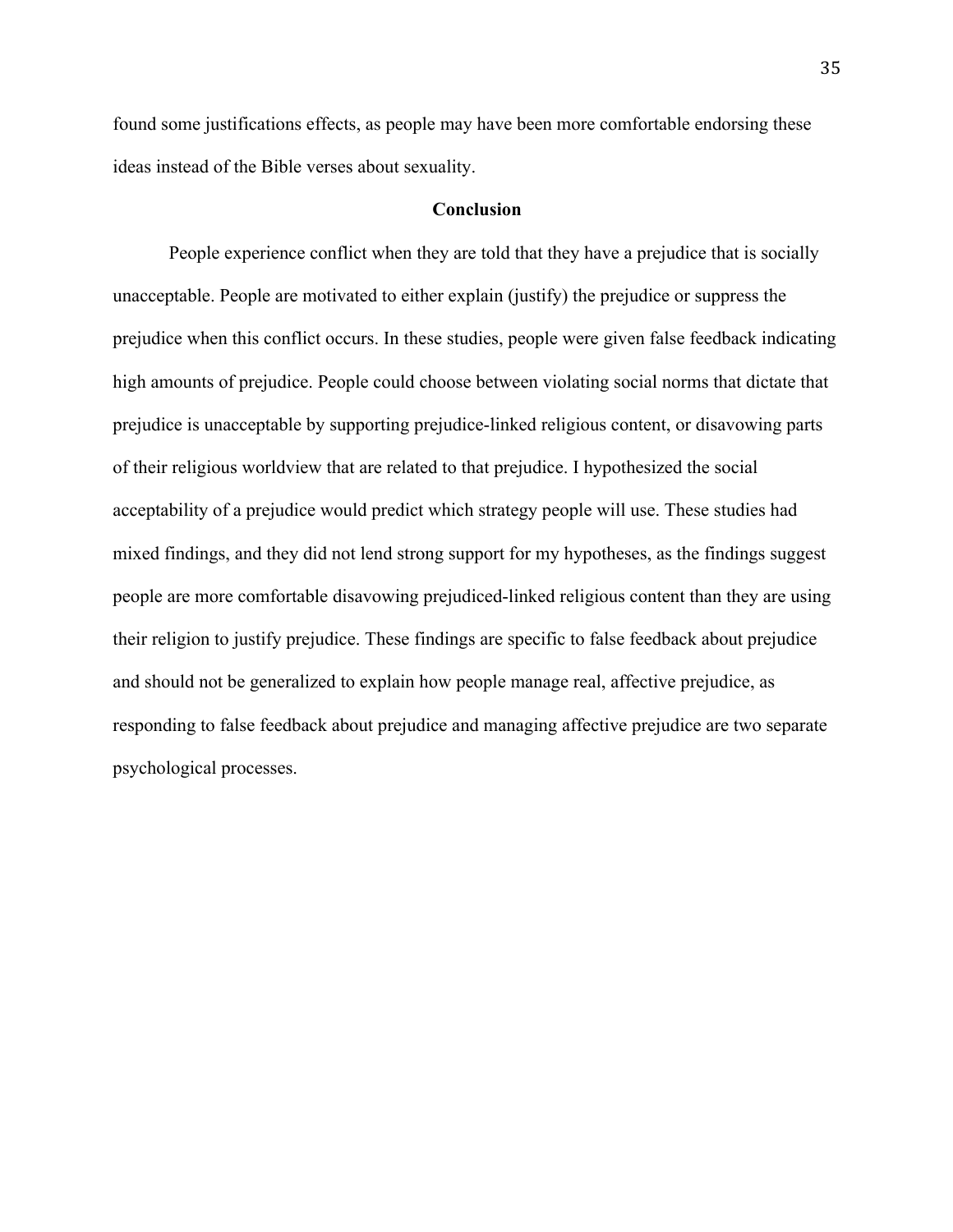found some justifications effects, as people may have been more comfortable endorsing these ideas instead of the Bible verses about sexuality.

## Conclusion

People experience conflict when they are told that they have a prejudice that is socially unacceptable. People are motivated to either explain (justify) the prejudice or suppress the prejudice when this conflict occurs. In these studies, people were given false feedback indicating high amounts of prejudice. People could choose between violating social norms that dictate that prejudice is unacceptable by supporting prejudice-linked religious content, or disavowing parts of their religious worldview that are related to that prejudice. I hypothesized the social acceptability of a prejudice would predict which strategy people will use. These studies had mixed findings, and they did not lend strong support for my hypotheses, as the findings suggest people are more comfortable disavowing prejudiced-linked religious content than they are using their religion to justify prejudice. These findings are specific to false feedback about prejudice and should not be generalized to explain how people manage real, affective prejudice, as responding to false feedback about prejudice and managing affective prejudice are two separate psychological processes.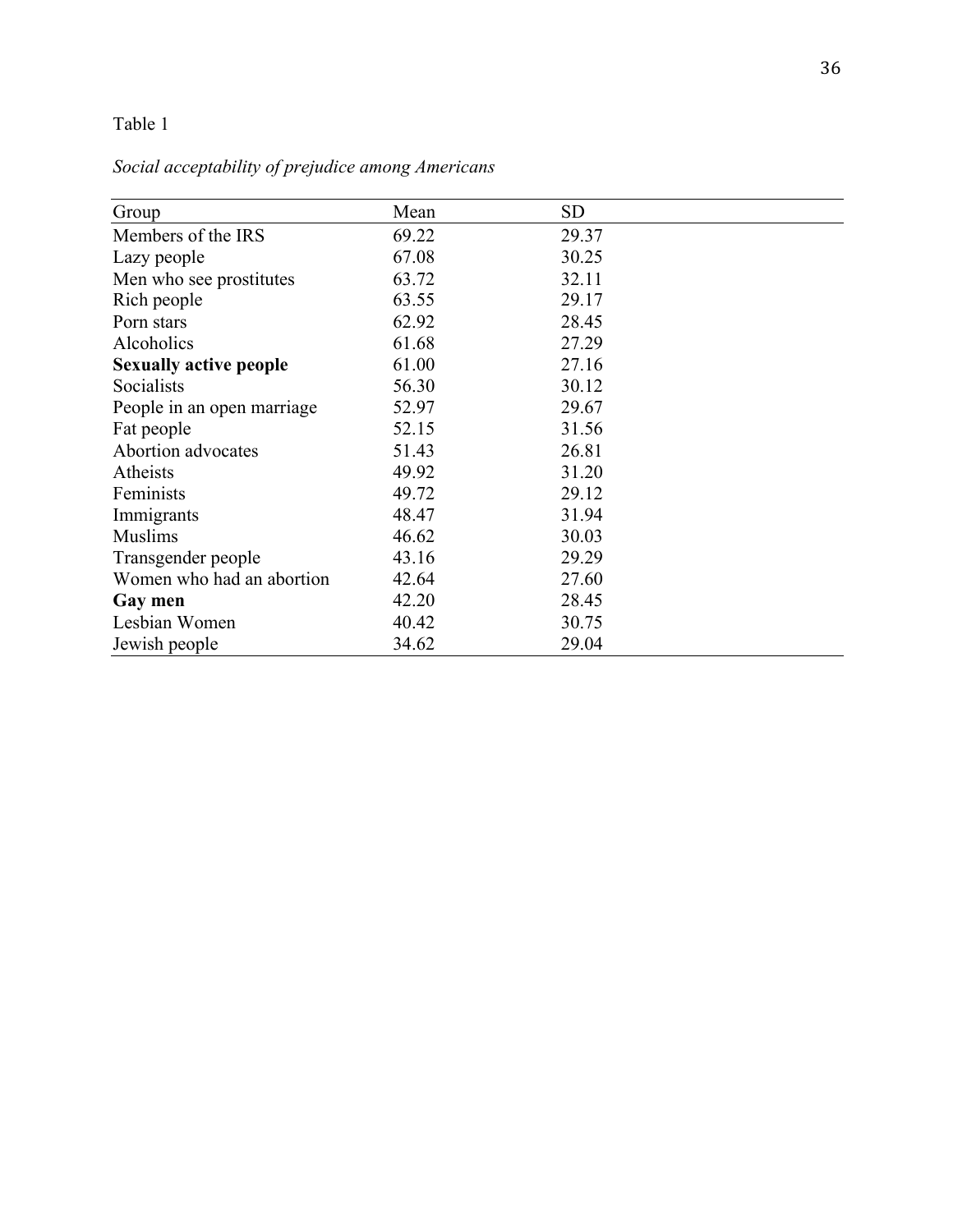Table 1

*Social acceptability of prejudice among Americans*

| Group | Mean | SD |
|---|---|---|
| Members of the IRS | 69.22 | 29.37 |
| Lazy people | 67.08 | 30.25 |
| Men who see prostitutes | 63.72 | 32.11 |
| Rich people | 63.55 | 29.17 |
| Porn stars | 62.92 | 28.45 |
| Alcoholics | 61.68 | 27.29 |
| **Sexually active people** | 61.00 | 27.16 |
| Socialists | 56.30 | 30.12 |
| People in an open marriage | 52.97 | 29.67 |
| Fat people | 52.15 | 31.56 |
| Abortion advocates | 51.43 | 26.81 |
| Atheists | 49.92 | 31.20 |
| Feminists | 49.72 | 29.12 |
| Immigrants | 48.47 | 31.94 |
| Muslims | 46.62 | 30.03 |
| Transgender people | 43.16 | 29.29 |
| Women who had an abortion | 42.64 | 27.60 |
| **Gay men** | 42.20 | 28.45 |
| Lesbian Women | 40.42 | 30.75 |
| Jewish people | 34.62 | 29.04 |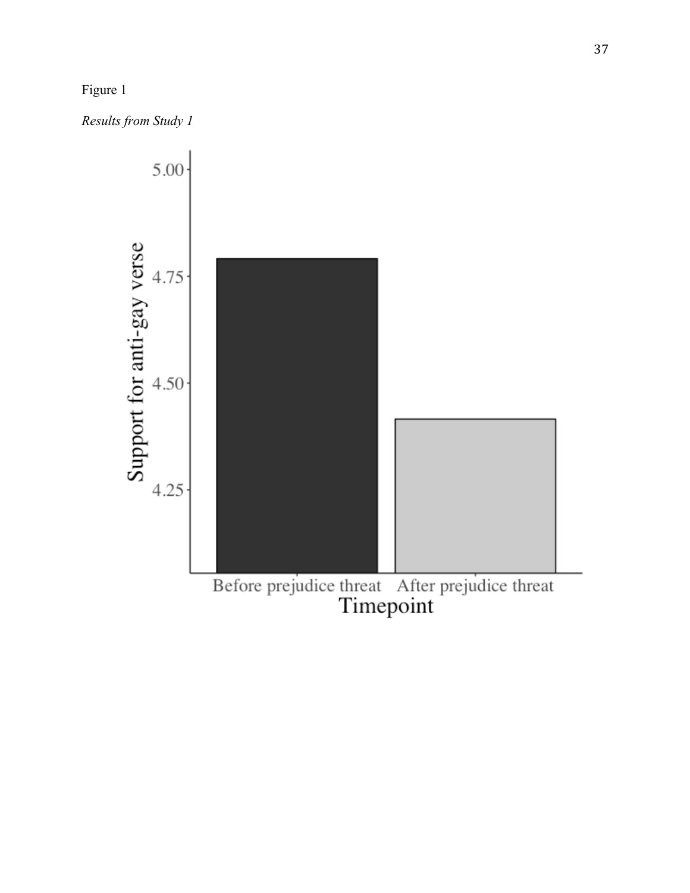Figure 1

*Results from Study 1*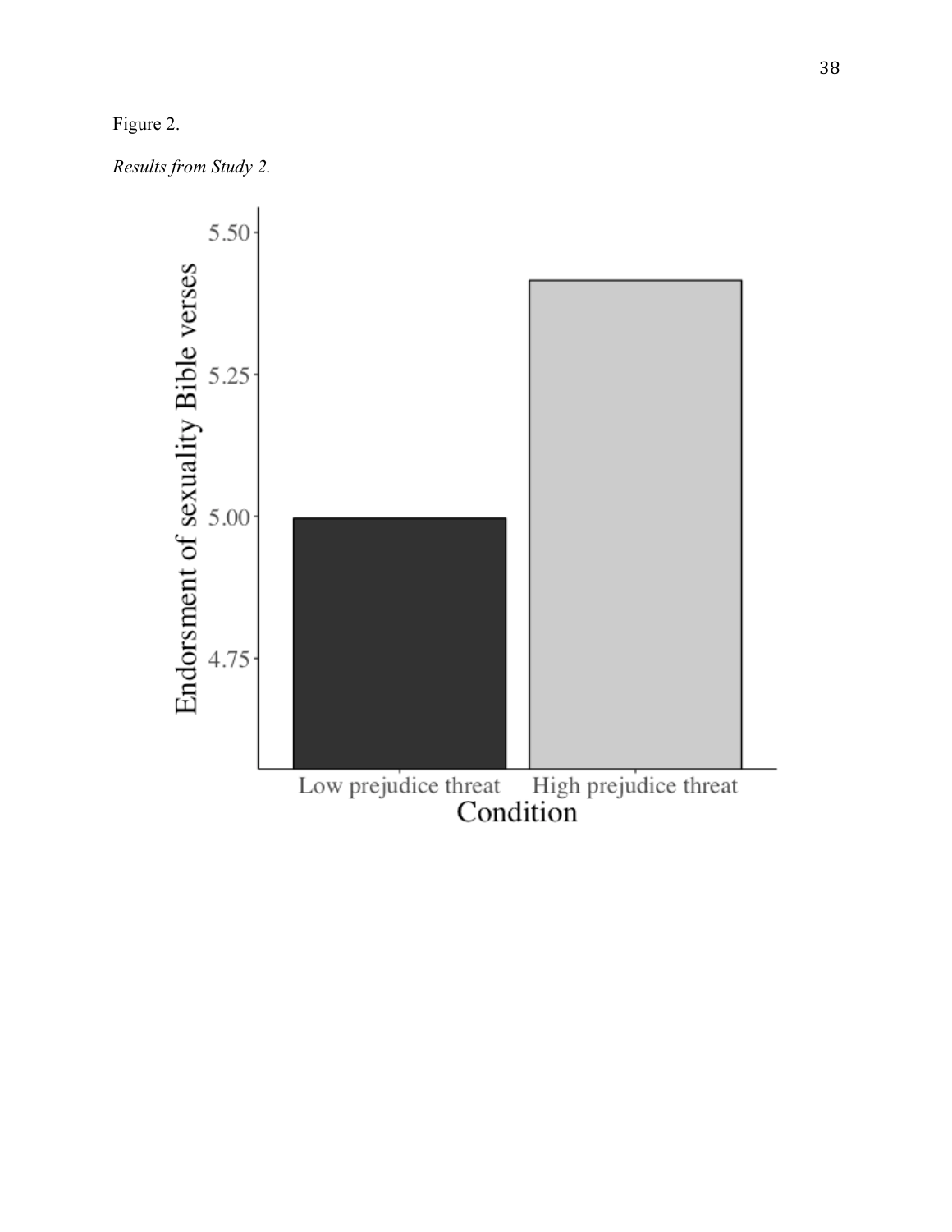Figure 2.

*Results from Study 2.*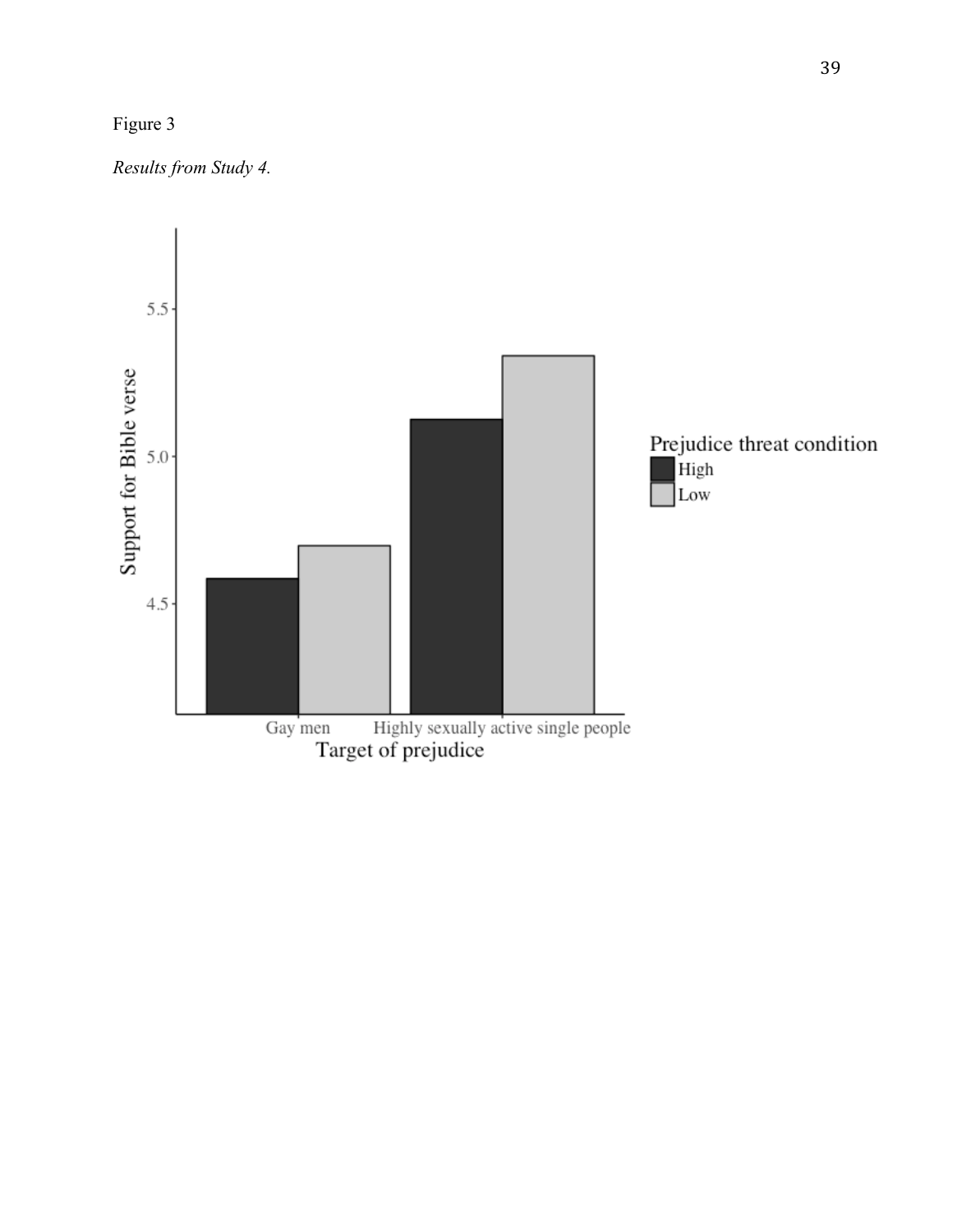Figure 3

*Results from Study 4.*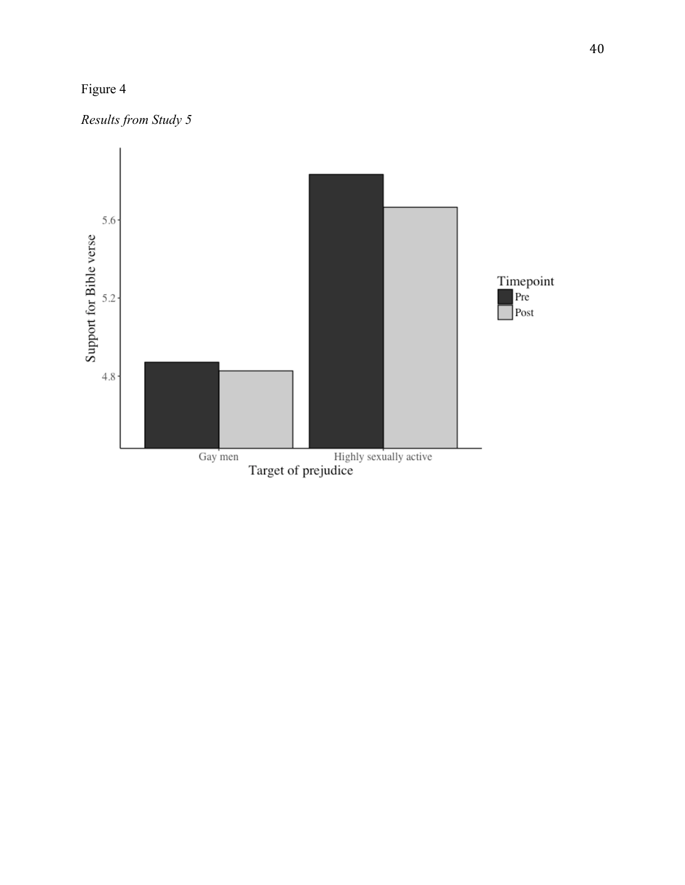Figure 4

*Results from Study 5*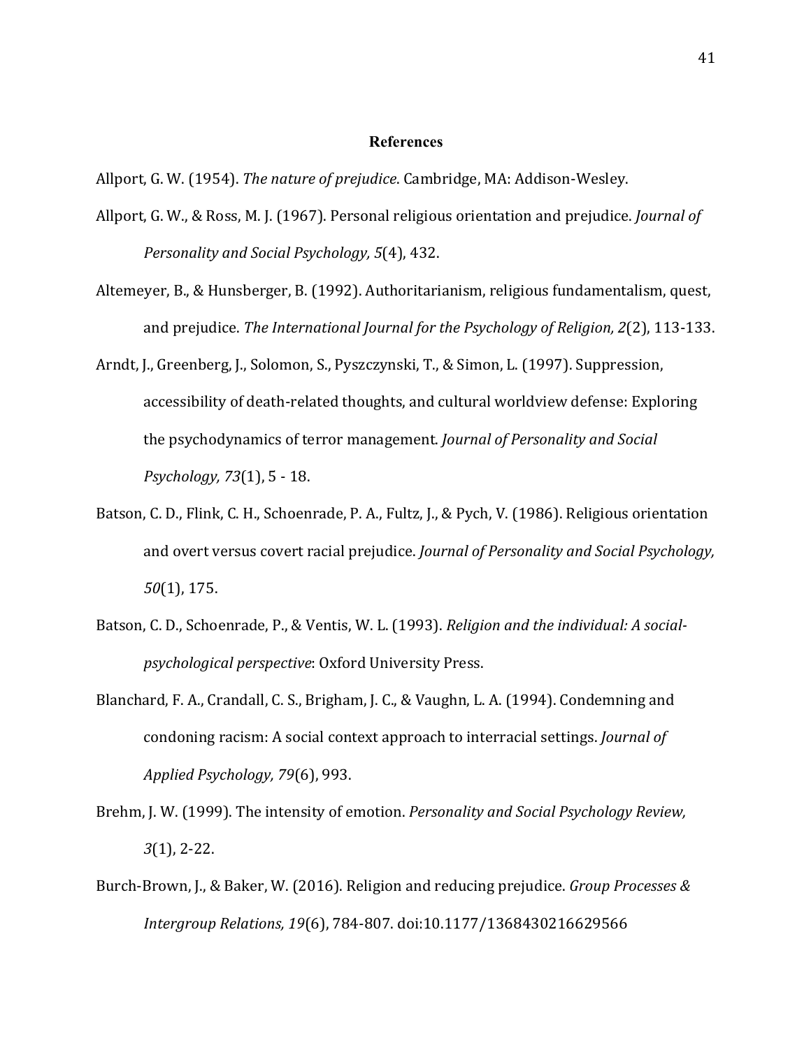# References

Allport, G. W. (1954). *The nature of prejudice*. Cambridge, MA: Addison-Wesley.

Allport, G. W., & Ross, M. J. (1967). Personal religious orientation and prejudice. *Journal of Personality and Social Psychology, 5*(4), 432.

Altemeyer, B., & Hunsberger, B. (1992). Authoritarianism, religious fundamentalism, quest, and prejudice. *The International Journal for the Psychology of Religion, 2*(2), 113-133.

Arndt, J., Greenberg, J., Solomon, S., Pyszczynski, T., & Simon, L. (1997). Suppression, accessibility of death-related thoughts, and cultural worldview defense: Exploring the psychodynamics of terror management. *Journal of Personality and Social Psychology, 73*(1), 5 - 18.

Batson, C. D., Flink, C. H., Schoenrade, P. A., Fultz, J., & Pych, V. (1986). Religious orientation and overt versus covert racial prejudice. *Journal of Personality and Social Psychology, 50*(1), 175.

Batson, C. D., Schoenrade, P., & Ventis, W. L. (1993). *Religion and the individual: A social-psychological perspective*: Oxford University Press.

Blanchard, F. A., Crandall, C. S., Brigham, J. C., & Vaughn, L. A. (1994). Condemning and condoning racism: A social context approach to interracial settings. *Journal of Applied Psychology, 79*(6), 993.

Brehm, J. W. (1999). The intensity of emotion. *Personality and Social Psychology Review, 3*(1), 2-22.

Burch-Brown, J., & Baker, W. (2016). Religion and reducing prejudice. *Group Processes & Intergroup Relations, 19*(6), 784-807. doi:10.1177/1368430216629566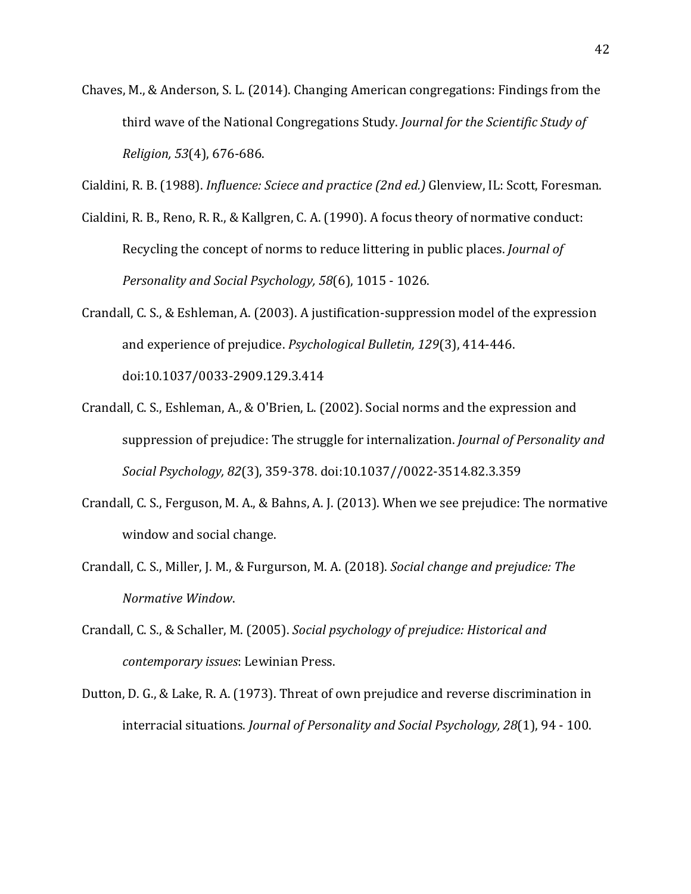Chaves, M., & Anderson, S. L. (2014). Changing American congregations: Findings from the third wave of the National Congregations Study. *Journal for the Scientific Study of Religion, 53*(4), 676-686.

Cialdini, R. B. (1988). *Influence: Sciece and practice (2nd ed.)* Glenview, IL: Scott, Foresman.

Cialdini, R. B., Reno, R. R., & Kallgren, C. A. (1990). A focus theory of normative conduct: Recycling the concept of norms to reduce littering in public places. *Journal of Personality and Social Psychology, 58*(6), 1015 - 1026.

Crandall, C. S., & Eshleman, A. (2003). A justification-suppression model of the expression and experience of prejudice. *Psychological Bulletin, 129*(3), 414-446. doi:10.1037/0033-2909.129.3.414

Crandall, C. S., Eshleman, A., & O'Brien, L. (2002). Social norms and the expression and suppression of prejudice: The struggle for internalization. *Journal of Personality and Social Psychology, 82*(3), 359-378. doi:10.1037//0022-3514.82.3.359

Crandall, C. S., Ferguson, M. A., & Bahns, A. J. (2013). When we see prejudice: The normative window and social change.

Crandall, C. S., Miller, J. M., & Furgurson, M. A. (2018). *Social change and prejudice: The Normative Window*.

Crandall, C. S., & Schaller, M. (2005). *Social psychology of prejudice: Historical and contemporary issues*: Lewinian Press.

Dutton, D. G., & Lake, R. A. (1973). Threat of own prejudice and reverse discrimination in interracial situations. *Journal of Personality and Social Psychology, 28*(1), 94 - 100.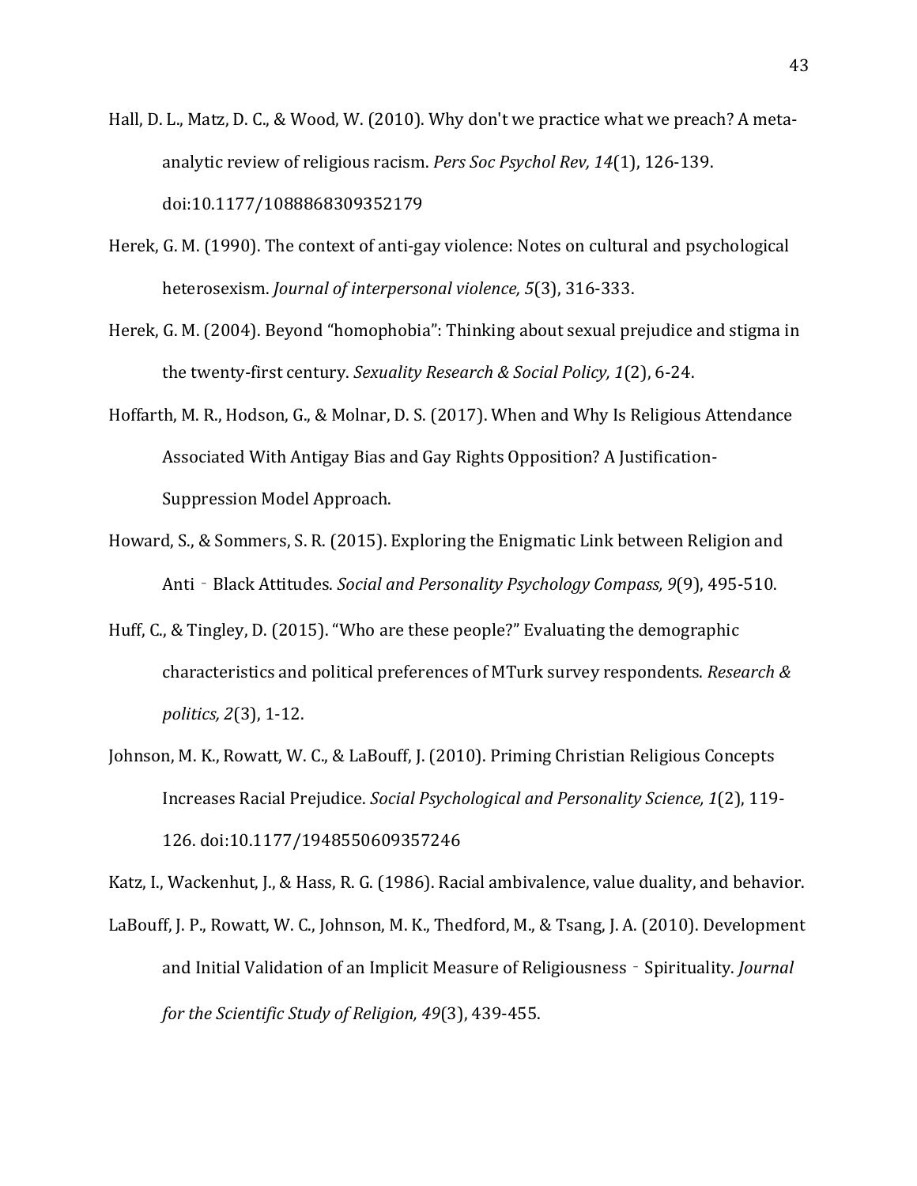Hall, D. L., Matz, D. C., & Wood, W. (2010). Why don't we practice what we preach? A meta-analytic review of religious racism. *Pers Soc Psychol Rev, 14*(1), 126-139. doi:10.1177/1088868309352179

Herek, G. M. (1990). The context of anti-gay violence: Notes on cultural and psychological heterosexism. *Journal of interpersonal violence, 5*(3), 316-333.

Herek, G. M. (2004). Beyond "homophobia": Thinking about sexual prejudice and stigma in the twenty-first century. *Sexuality Research & Social Policy, 1*(2), 6-24.

Hoffarth, M. R., Hodson, G., & Molnar, D. S. (2017). When and Why Is Religious Attendance Associated With Antigay Bias and Gay Rights Opposition? A Justification-Suppression Model Approach.

Howard, S., & Sommers, S. R. (2015). Exploring the Enigmatic Link between Religion and Anti‐Black Attitudes. *Social and Personality Psychology Compass, 9*(9), 495-510.

Huff, C., & Tingley, D. (2015). "Who are these people?" Evaluating the demographic characteristics and political preferences of MTurk survey respondents. *Research & politics, 2*(3), 1-12.

Johnson, M. K., Rowatt, W. C., & LaBouff, J. (2010). Priming Christian Religious Concepts Increases Racial Prejudice. *Social Psychological and Personality Science, 1*(2), 119-126. doi:10.1177/1948550609357246

Katz, I., Wackenhut, J., & Hass, R. G. (1986). Racial ambivalence, value duality, and behavior.

LaBouff, J. P., Rowatt, W. C., Johnson, M. K., Thedford, M., & Tsang, J. A. (2010). Development and Initial Validation of an Implicit Measure of Religiousness‐Spirituality. *Journal for the Scientific Study of Religion, 49*(3), 439-455.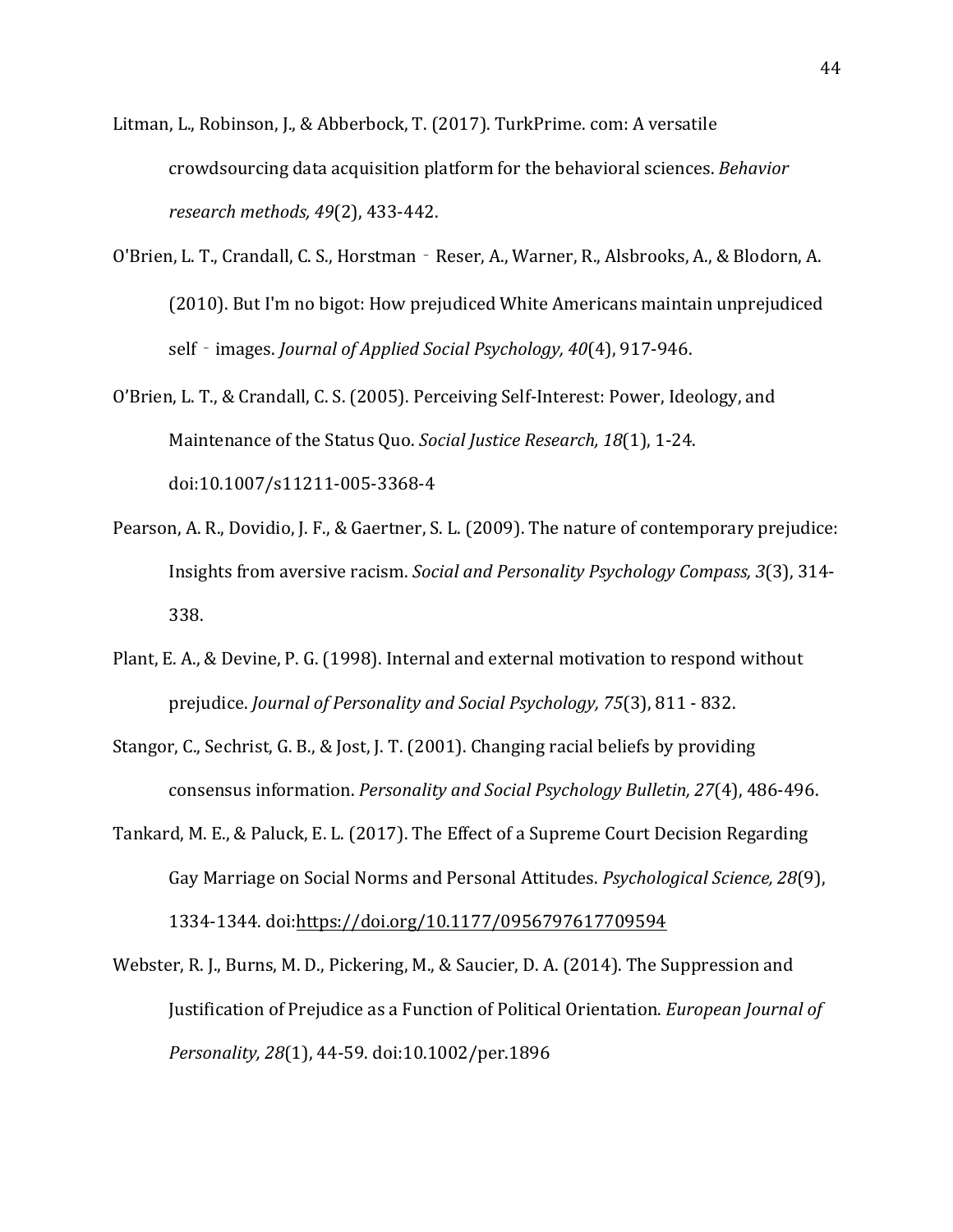Litman, L., Robinson, J., & Abberbock, T. (2017). TurkPrime. com: A versatile crowdsourcing data acquisition platform for the behavioral sciences. *Behavior research methods, 49*(2), 433-442.

O'Brien, L. T., Crandall, C. S., Horstman‐Reser, A., Warner, R., Alsbrooks, A., & Blodorn, A. (2010). But I'm no bigot: How prejudiced White Americans maintain unprejudiced self‐images. *Journal of Applied Social Psychology, 40*(4), 917-946.

O'Brien, L. T., & Crandall, C. S. (2005). Perceiving Self-Interest: Power, Ideology, and Maintenance of the Status Quo. *Social Justice Research, 18*(1), 1-24. doi:10.1007/s11211-005-3368-4

Pearson, A. R., Dovidio, J. F., & Gaertner, S. L. (2009). The nature of contemporary prejudice: Insights from aversive racism. *Social and Personality Psychology Compass, 3*(3), 314-338.

Plant, E. A., & Devine, P. G. (1998). Internal and external motivation to respond without prejudice. *Journal of Personality and Social Psychology, 75*(3), 811 - 832.

Stangor, C., Sechrist, G. B., & Jost, J. T. (2001). Changing racial beliefs by providing consensus information. *Personality and Social Psychology Bulletin, 27*(4), 486-496.

Tankard, M. E., & Paluck, E. L. (2017). The Effect of a Supreme Court Decision Regarding Gay Marriage on Social Norms and Personal Attitudes. *Psychological Science, 28*(9), 1334-1344. doi:https://doi.org/10.1177/0956797617709594

Webster, R. J., Burns, M. D., Pickering, M., & Saucier, D. A. (2014). The Suppression and Justification of Prejudice as a Function of Political Orientation. *European Journal of Personality, 28*(1), 44-59. doi:10.1002/per.1896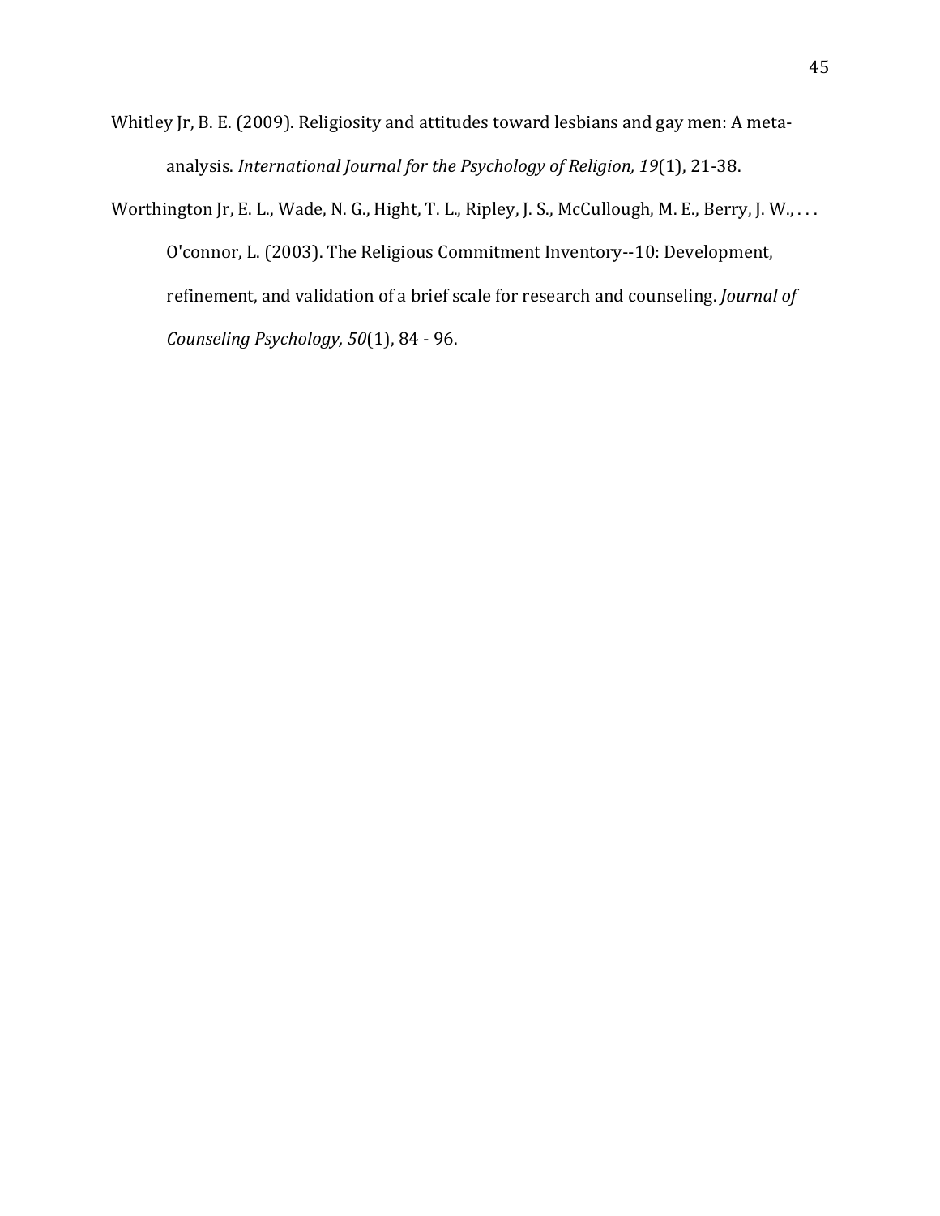Whitley Jr, B. E. (2009). Religiosity and attitudes toward lesbians and gay men: A meta-analysis. *International Journal for the Psychology of Religion, 19*(1), 21-38.

Worthington Jr, E. L., Wade, N. G., Hight, T. L., Ripley, J. S., McCullough, M. E., Berry, J. W., . . . O'connor, L. (2003). The Religious Commitment Inventory--10: Development, refinement, and validation of a brief scale for research and counseling. *Journal of Counseling Psychology, 50*(1), 84 - 96.